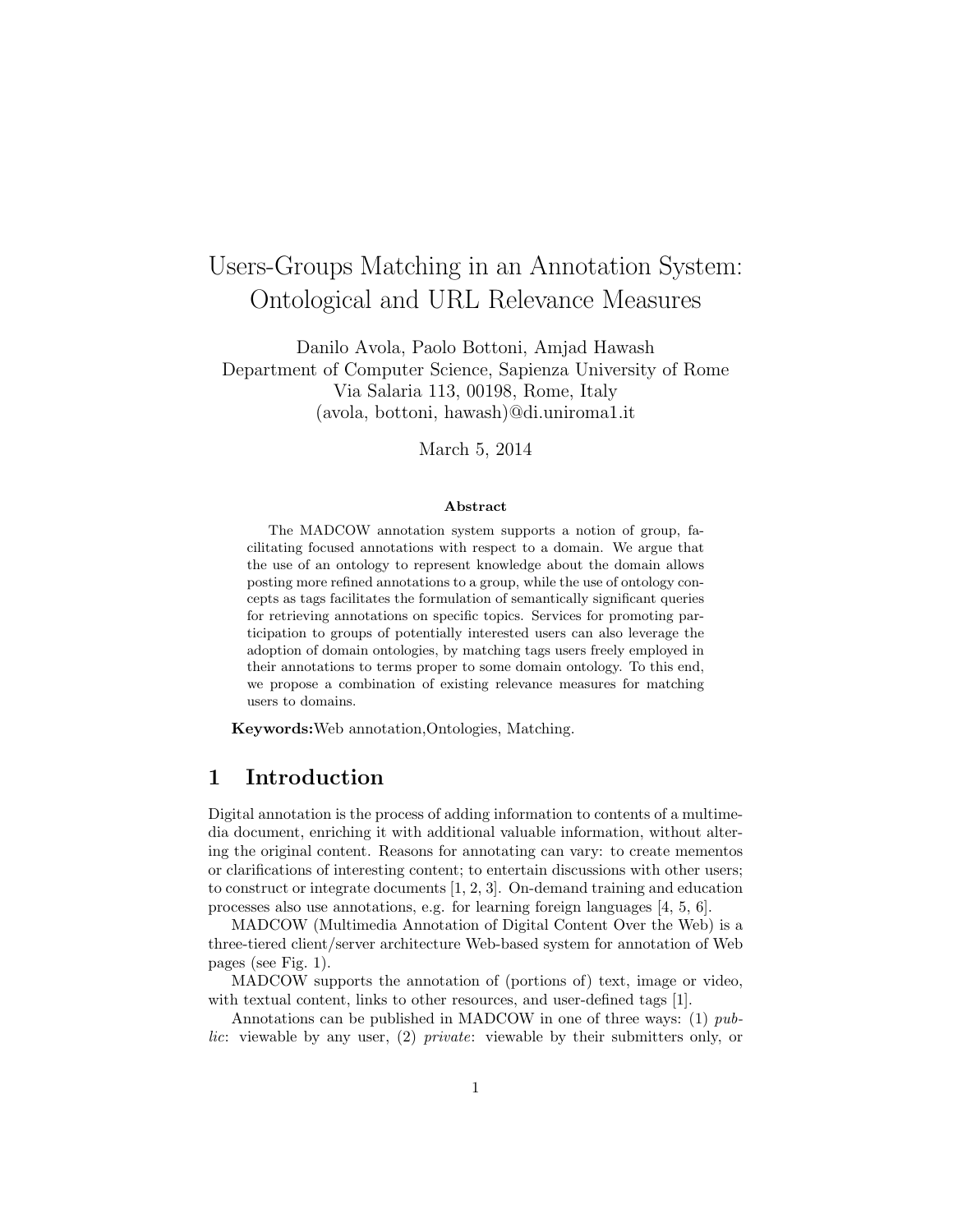// Users-Groups Matching in an Annotation System: Ontological and URL Relevance Measures

Danilo Avola, Paolo Bottoni, Amjad Hawash
Department of Computer Science, Sapienza University of Rome
Via Salaria 113, 00198, Rome, Italy
(avola, bottoni, hawash)@di.uniroma1.it

March 5, 2014

**Abstract**

The MADCOW annotation system supports a notion of group, facilitating focused annotations with respect to a domain. We argue that the use of an ontology to represent knowledge about the domain allows posting more refined annotations to a group, while the use of ontology concepts as tags facilitates the formulation of semantically significant queries for retrieving annotations on specific topics. Services for promoting participation to groups of potentially interested users can also leverage the adoption of domain ontologies, by matching tags users freely employed in their annotations to terms proper to some domain ontology. To this end, we propose a combination of existing relevance measures for matching users to domains.

**Keywords:** Web annotation, Ontologies, Matching.

## 1 Introduction

Digital annotation is the process of adding information to contents of a multimedia document, enriching it with additional valuable information, without altering the original content. Reasons for annotating can vary: to create mementos or clarifications of interesting content; to entertain discussions with other users; to construct or integrate documents [1, 2, 3]. On-demand training and education processes also use annotations, e.g. for learning foreign languages [4, 5, 6].

MADCOW (Multimedia Annotation of Digital Content Over the Web) is a three-tiered client/server architecture Web-based system for annotation of Web pages (see Fig. 1).

MADCOW supports the annotation of (portions of) text, image or video, with textual content, links to other resources, and user-defined tags [1].

Annotations can be published in MADCOW in one of three ways: (1) *public*: viewable by any user, (2) *private*: viewable by their submitters only, or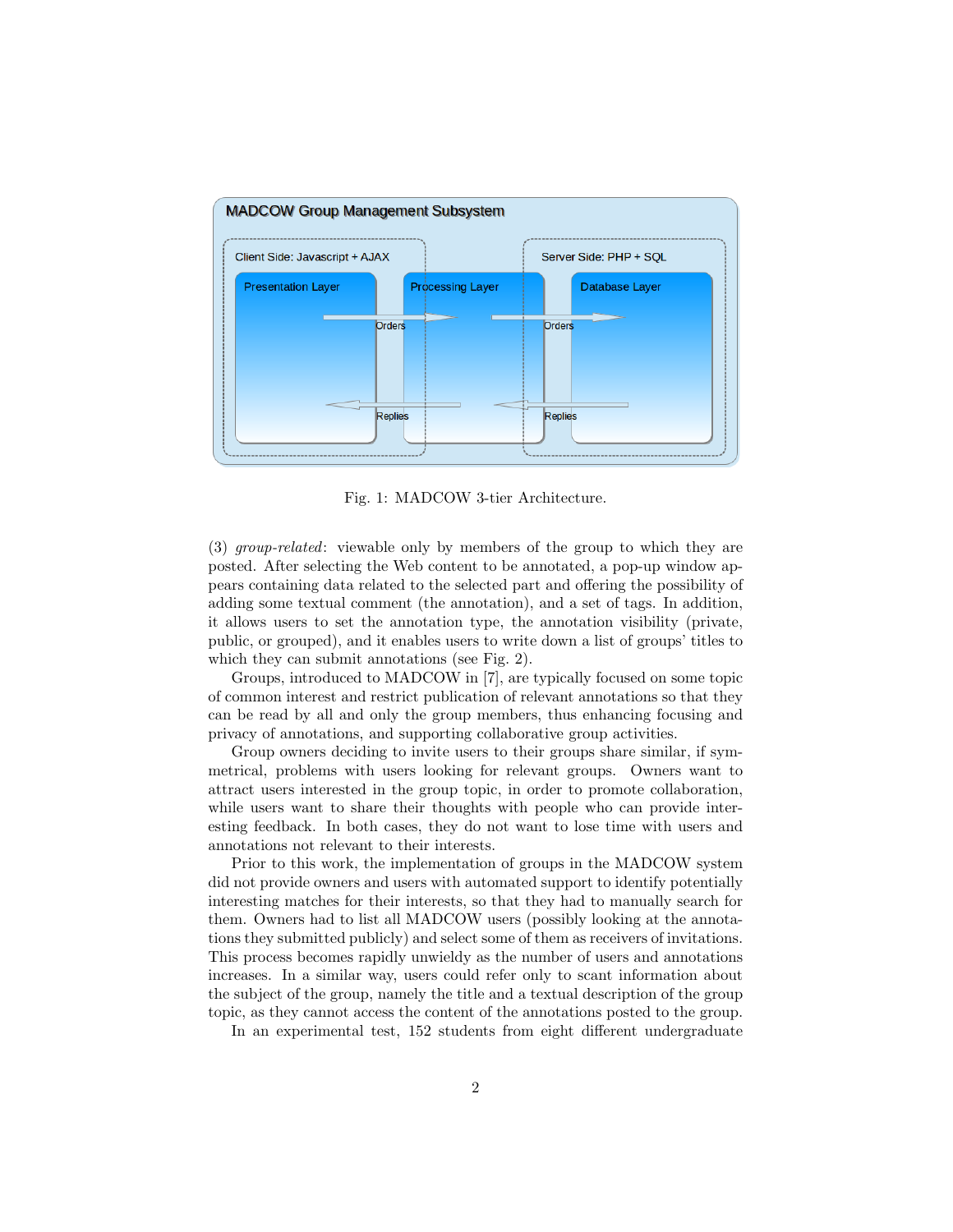MADCOW Group Management Subsystem

Client Side: Javascript + AJAX

Server Side: PHP + SQL

Presentation Layer

Processing Layer

Database Layer

Orders

Orders

Replies

Replies

Fig. 1: MADCOW 3-tier Architecture.

(3) *group-related*: viewable only by members of the group to which they are posted. After selecting the Web content to be annotated, a pop-up window appears containing data related to the selected part and offering the possibility of adding some textual comment (the annotation), and a set of tags. In addition, it allows users to set the annotation type, the annotation visibility (private, public, or grouped), and it enables users to write down a list of groups' titles to which they can submit annotations (see Fig. 2).

Groups, introduced to MADCOW in [7], are typically focused on some topic of common interest and restrict publication of relevant annotations so that they can be read by all and only the group members, thus enhancing focusing and privacy of annotations, and supporting collaborative group activities.

Group owners deciding to invite users to their groups share similar, if symmetrical, problems with users looking for relevant groups. Owners want to attract users interested in the group topic, in order to promote collaboration, while users want to share their thoughts with people who can provide interesting feedback. In both cases, they do not want to lose time with users and annotations not relevant to their interests.

Prior to this work, the implementation of groups in the MADCOW system did not provide owners and users with automated support to identify potentially interesting matches for their interests, so that they had to manually search for them. Owners had to list all MADCOW users (possibly looking at the annotations they submitted publicly) and select some of them as receivers of invitations. This process becomes rapidly unwieldy as the number of users and annotations increases. In a similar way, users could refer only to scant information about the subject of the group, namely the title and a textual description of the group topic, as they cannot access the content of the annotations posted to the group.

In an experimental test, 152 students from eight different undergraduate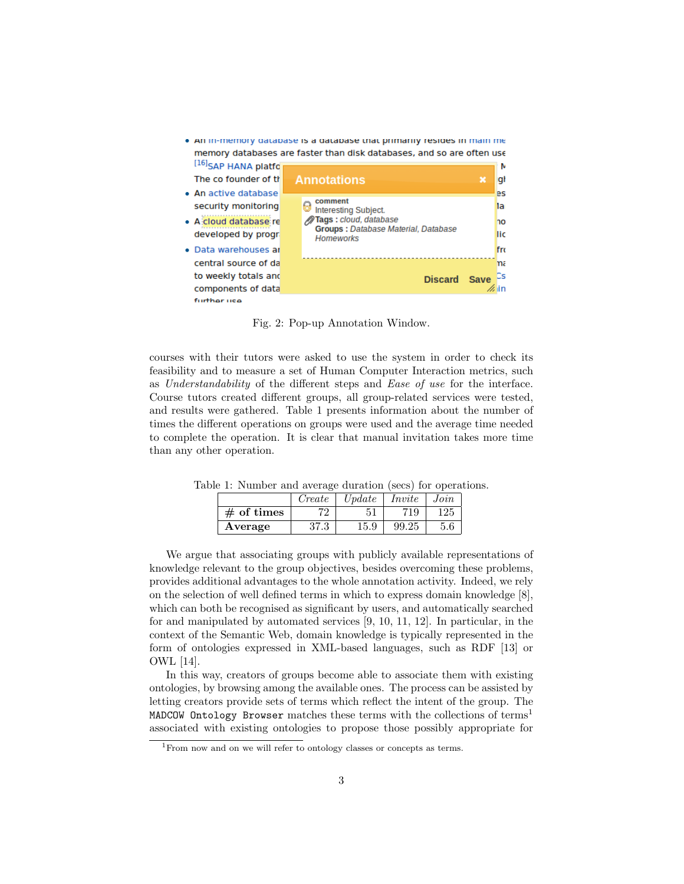Fig. 2: Pop-up Annotation Window.

courses with their tutors were asked to use the system in order to check its feasibility and to measure a set of Human Computer Interaction metrics, such as *Understandability* of the different steps and *Ease of use* for the interface. Course tutors created different groups, all group-related services were tested, and results were gathered. Table 1 presents information about the number of times the different operations on groups were used and the average time needed to complete the operation. It is clear that manual invitation takes more time than any other operation.

Table 1: Number and average duration (secs) for operations.

| | *Create* | *Update* | *Invite* | *Join* |
|---|---|---|---|---|
| **# of times** | 72 | 51 | 719 | 125 |
| **Average** | 37.3 | 15.9 | 99.25 | 5.6 |

We argue that associating groups with publicly available representations of knowledge relevant to the group objectives, besides overcoming these problems, provides additional advantages to the whole annotation activity. Indeed, we rely on the selection of well defined terms in which to express domain knowledge [8], which can both be recognised as significant by users, and automatically searched for and manipulated by automated services [9, 10, 11, 12]. In particular, in the context of the Semantic Web, domain knowledge is typically represented in the form of ontologies expressed in XML-based languages, such as RDF [13] or OWL [14].

In this way, creators of groups become able to associate them with existing ontologies, by browsing among the available ones. The process can be assisted by letting creators provide sets of terms which reflect the intent of the group. The `MADCOW Ontology Browser` matches these terms with the collections of terms[1] associated with existing ontologies to propose those possibly appropriate for

[1]From now and on we will refer to ontology classes or concepts as terms.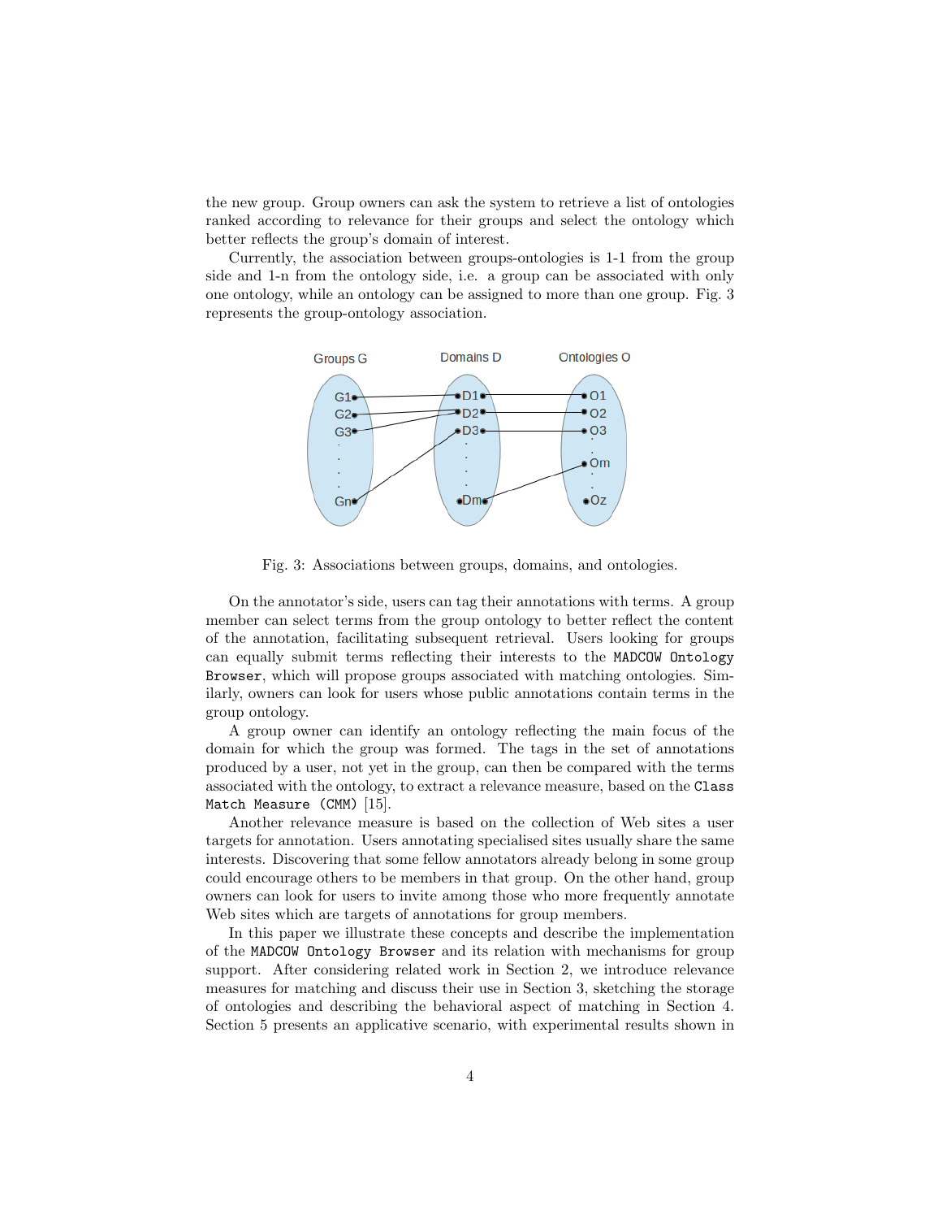the new group. Group owners can ask the system to retrieve a list of ontologies ranked according to relevance for their groups and select the ontology which better reflects the group's domain of interest.

Currently, the association between groups-ontologies is 1-1 from the group side and 1-n from the ontology side, i.e. a group can be associated with only one ontology, while an ontology can be assigned to more than one group. Fig. 3 represents the group-ontology association.

Fig. 3: Associations between groups, domains, and ontologies.

On the annotator's side, users can tag their annotations with terms. A group member can select terms from the group ontology to better reflect the content of the annotation, facilitating subsequent retrieval. Users looking for groups can equally submit terms reflecting their interests to the `MADCOW Ontology Browser`, which will propose groups associated with matching ontologies. Similarly, owners can look for users whose public annotations contain terms in the group ontology.

A group owner can identify an ontology reflecting the main focus of the domain for which the group was formed. The tags in the set of annotations produced by a user, not yet in the group, can then be compared with the terms associated with the ontology, to extract a relevance measure, based on the `Class Match Measure (CMM)` [15].

Another relevance measure is based on the collection of Web sites a user targets for annotation. Users annotating specialised sites usually share the same interests. Discovering that some fellow annotators already belong in some group could encourage others to be members in that group. On the other hand, group owners can look for users to invite among those who more frequently annotate Web sites which are targets of annotations for group members.

In this paper we illustrate these concepts and describe the implementation of the `MADCOW Ontology Browser` and its relation with mechanisms for group support. After considering related work in Section 2, we introduce relevance measures for matching and discuss their use in Section 3, sketching the storage of ontologies and describing the behavioral aspect of matching in Section 4. Section 5 presents an applicative scenario, with experimental results shown in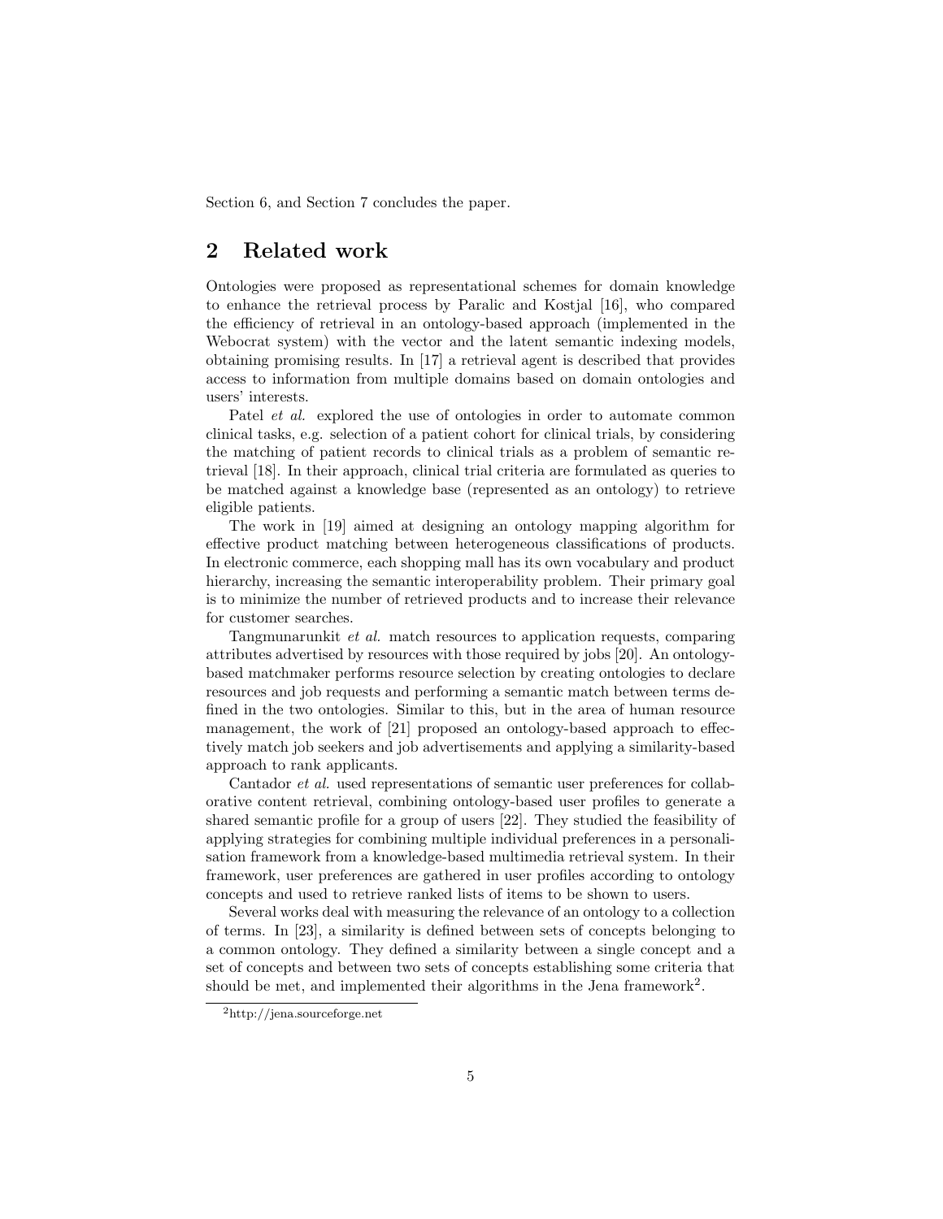Section 6, and Section 7 concludes the paper.

## 2 Related work

Ontologies were proposed as representational schemes for domain knowledge to enhance the retrieval process by Paralic and Kostjal [16], who compared the efficiency of retrieval in an ontology-based approach (implemented in the Webocrat system) with the vector and the latent semantic indexing models, obtaining promising results. In [17] a retrieval agent is described that provides access to information from multiple domains based on domain ontologies and users' interests.

Patel *et al.* explored the use of ontologies in order to automate common clinical tasks, e.g. selection of a patient cohort for clinical trials, by considering the matching of patient records to clinical trials as a problem of semantic retrieval [18]. In their approach, clinical trial criteria are formulated as queries to be matched against a knowledge base (represented as an ontology) to retrieve eligible patients.

The work in [19] aimed at designing an ontology mapping algorithm for effective product matching between heterogeneous classifications of products. In electronic commerce, each shopping mall has its own vocabulary and product hierarchy, increasing the semantic interoperability problem. Their primary goal is to minimize the number of retrieved products and to increase their relevance for customer searches.

Tangmunarunkit *et al.* match resources to application requests, comparing attributes advertised by resources with those required by jobs [20]. An ontology-based matchmaker performs resource selection by creating ontologies to declare resources and job requests and performing a semantic match between terms defined in the two ontologies. Similar to this, but in the area of human resource management, the work of [21] proposed an ontology-based approach to effectively match job seekers and job advertisements and applying a similarity-based approach to rank applicants.

Cantador *et al.* used representations of semantic user preferences for collaborative content retrieval, combining ontology-based user profiles to generate a shared semantic profile for a group of users [22]. They studied the feasibility of applying strategies for combining multiple individual preferences in a personalisation framework from a knowledge-based multimedia retrieval system. In their framework, user preferences are gathered in user profiles according to ontology concepts and used to retrieve ranked lists of items to be shown to users.

Several works deal with measuring the relevance of an ontology to a collection of terms. In [23], a similarity is defined between sets of concepts belonging to a common ontology. They defined a similarity between a single concept and a set of concepts and between two sets of concepts establishing some criteria that should be met, and implemented their algorithms in the Jena framework[2].

[2]http://jena.sourceforge.net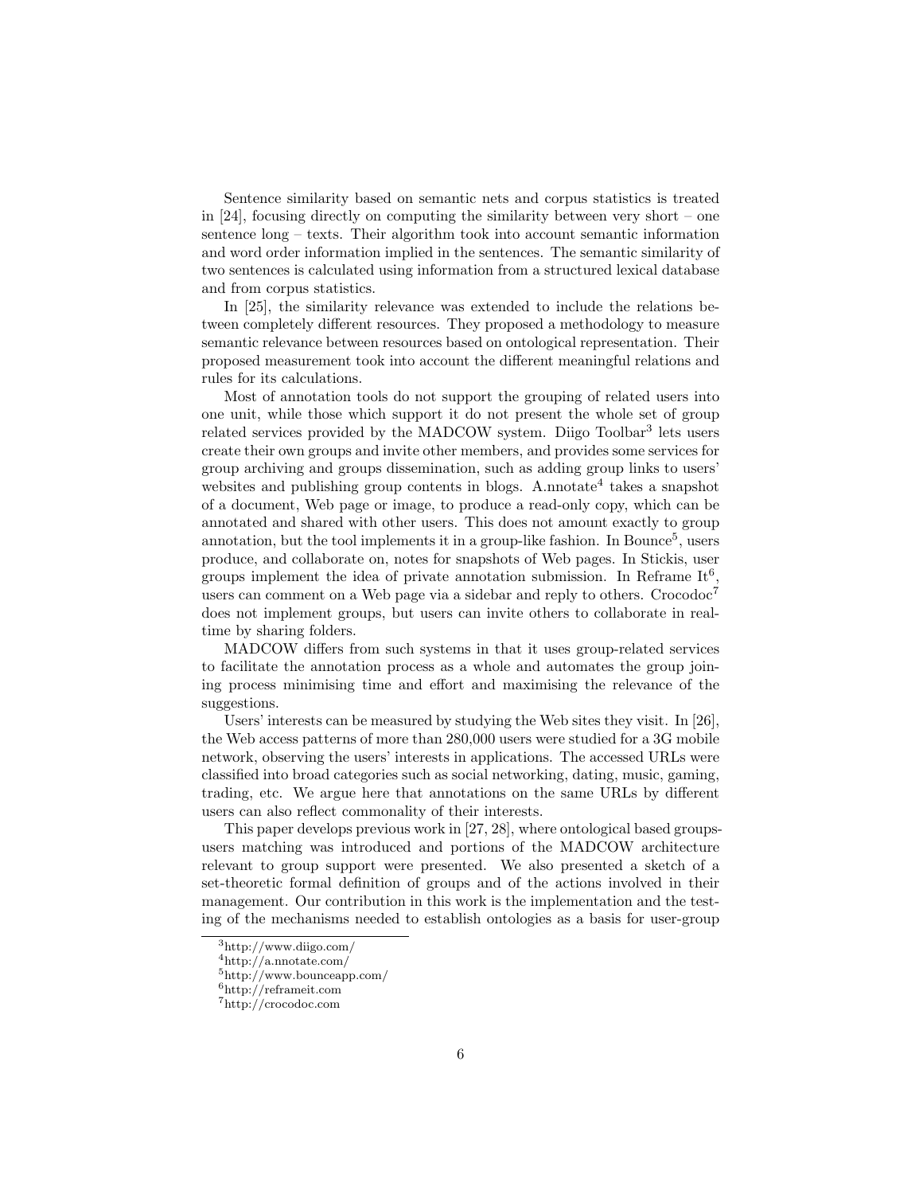Sentence similarity based on semantic nets and corpus statistics is treated in [24], focusing directly on computing the similarity between very short – one sentence long – texts. Their algorithm took into account semantic information and word order information implied in the sentences. The semantic similarity of two sentences is calculated using information from a structured lexical database and from corpus statistics.

In [25], the similarity relevance was extended to include the relations between completely different resources. They proposed a methodology to measure semantic relevance between resources based on ontological representation. Their proposed measurement took into account the different meaningful relations and rules for its calculations.

Most of annotation tools do not support the grouping of related users into one unit, while those which support it do not present the whole set of group related services provided by the MADCOW system. Diigo Toolbar[3] lets users create their own groups and invite other members, and provides some services for group archiving and groups dissemination, such as adding group links to users' websites and publishing group contents in blogs. A.nnotate[4] takes a snapshot of a document, Web page or image, to produce a read-only copy, which can be annotated and shared with other users. This does not amount exactly to group annotation, but the tool implements it in a group-like fashion. In Bounce[5], users produce, and collaborate on, notes for snapshots of Web pages. In Stickis, user groups implement the idea of private annotation submission. In Reframe It[6], users can comment on a Web page via a sidebar and reply to others. Crocodoc[7] does not implement groups, but users can invite others to collaborate in real-time by sharing folders.

MADCOW differs from such systems in that it uses group-related services to facilitate the annotation process as a whole and automates the group joining process minimising time and effort and maximising the relevance of the suggestions.

Users' interests can be measured by studying the Web sites they visit. In [26], the Web access patterns of more than 280,000 users were studied for a 3G mobile network, observing the users' interests in applications. The accessed URLs were classified into broad categories such as social networking, dating, music, gaming, trading, etc. We argue here that annotations on the same URLs by different users can also reflect commonality of their interests.

This paper develops previous work in [27, 28], where ontological based groups-users matching was introduced and portions of the MADCOW architecture relevant to group support were presented. We also presented a sketch of a set-theoretic formal definition of groups and of the actions involved in their management. Our contribution in this work is the implementation and the testing of the mechanisms needed to establish ontologies as a basis for user-group

[3] http://www.diigo.com/

[4] http://a.nnotate.com/

[5] http://www.bounceapp.com/

[6] http://reframeit.com

[7] http://crocodoc.com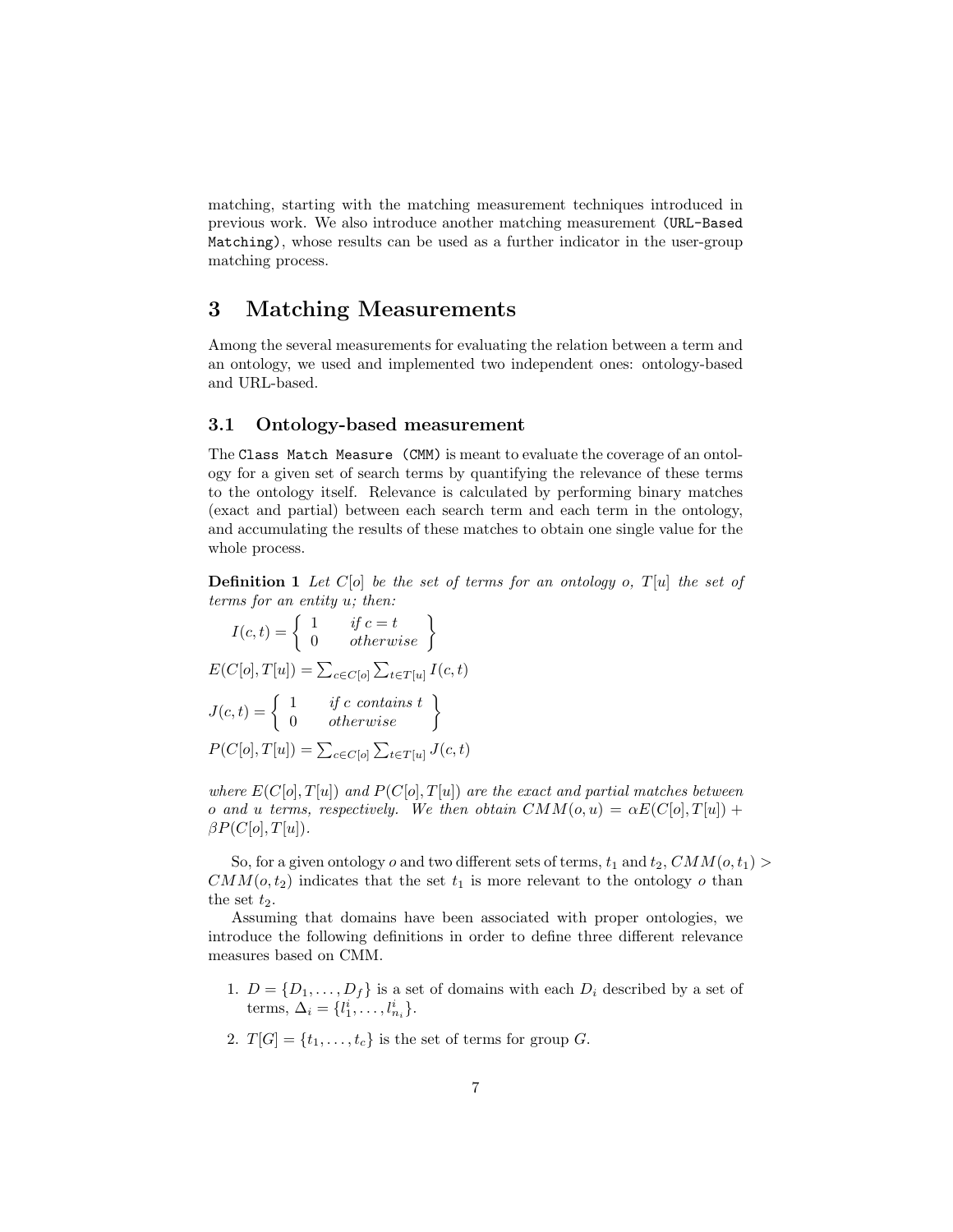matching, starting with the matching measurement techniques introduced in previous work. We also introduce another matching measurement (`URL-Based Matching`), whose results can be used as a further indicator in the user-group matching process.

## 3 Matching Measurements

Among the several measurements for evaluating the relation between a term and an ontology, we used and implemented two independent ones: ontology-based and URL-based.

### 3.1 Ontology-based measurement

The `Class Match Measure (CMM)` is meant to evaluate the coverage of an ontology for a given set of search terms by quantifying the relevance of these terms to the ontology itself. Relevance is calculated by performing binary matches (exact and partial) between each search term and each term in the ontology, and accumulating the results of these matches to obtain one single value for the whole process.

**Definition 1** *Let $C[o]$ be the set of terms for an ontology $o$, $T[u]$ the set of terms for an entity $u$; then:*

$$I(c,t) = \left\{ \begin{array}{ll} 1 & \mathit{if}\ c = t \\ 0 & \mathit{otherwise} \end{array} \right\}$$

$$E(C[o], T[u]) = \sum_{c \in C[o]} \sum_{t \in T[u]} I(c,t)$$

$$J(c,t) = \left\{ \begin{array}{ll} 1 & \mathit{if}\ c\ \mathit{contains}\ t \\ 0 & \mathit{otherwise} \end{array} \right\}$$

$$P(C[o], T[u]) = \sum_{c \in C[o]} \sum_{t \in T[u]} J(c,t)$$

*where $E(C[o], T[u])$ and $P(C[o], T[u])$ are the exact and partial matches between $o$ and $u$ terms, respectively. We then obtain $CMM(o,u) = \alpha E(C[o], T[u]) + \beta P(C[o], T[u])$.*

So, for a given ontology $o$ and two different sets of terms, $t_1$ and $t_2$, $CMM(o, t_1) > CMM(o, t_2)$ indicates that the set $t_1$ is more relevant to the ontology $o$ than the set $t_2$.

Assuming that domains have been associated with proper ontologies, we introduce the following definitions in order to define three different relevance measures based on CMM.

1. $D = \{D_1, \ldots, D_f\}$ is a set of domains with each $D_i$ described by a set of terms, $\Delta_i = \{l_1^i, \ldots, l_{n_i}^i\}$.
2. $T[G] = \{t_1, \ldots, t_c\}$ is the set of terms for group $G$.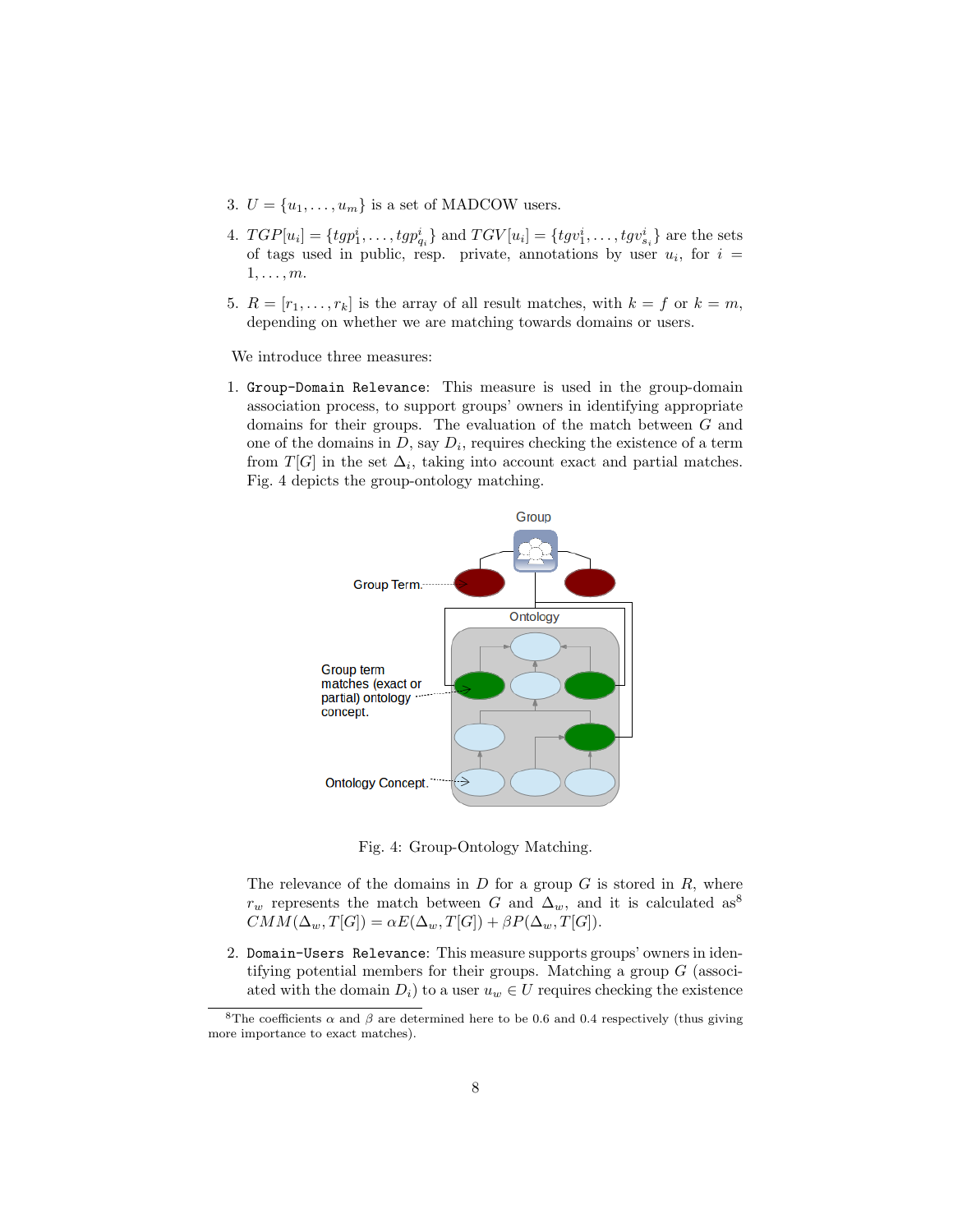3. $U = \{u_1, \ldots, u_m\}$ is a set of MADCOW users.
4. $TGP[u_i] = \{tgp_1^i, \ldots, tgp_{q_i}^i\}$ and $TGV[u_i] = \{tgv_1^i, \ldots, tgv_{s_i}^i\}$ are the sets of tags used in public, resp. private, annotations by user $u_i$, for $i = 1, \ldots, m$.
5. $R = [r_1, \ldots, r_k]$ is the array of all result matches, with $k = f$ or $k = m$, depending on whether we are matching towards domains or users.

We introduce three measures:

1. `Group-Domain Relevance`: This measure is used in the group-domain association process, to support groups' owners in identifying appropriate domains for their groups. The evaluation of the match between $G$ and one of the domains in $D$, say $D_i$, requires checking the existence of a term from $T[G]$ in the set $\Delta_i$, taking into account exact and partial matches. Fig. 4 depicts the group-ontology matching.

   Fig. 4: Group-Ontology Matching.

   The relevance of the domains in $D$ for a group $G$ is stored in $R$, where $r_w$ represents the match between $G$ and $\Delta_w$, and it is calculated as[8] $CMM(\Delta_w, T[G]) = \alpha E(\Delta_w, T[G]) + \beta P(\Delta_w, T[G])$.

2. `Domain-Users Relevance`: This measure supports groups' owners in identifying potential members for their groups. Matching a group $G$ (associated with the domain $D_i$) to a user $u_w \in U$ requires checking the existence

[8] The coefficients $\alpha$ and $\beta$ are determined here to be 0.6 and 0.4 respectively (thus giving more importance to exact matches).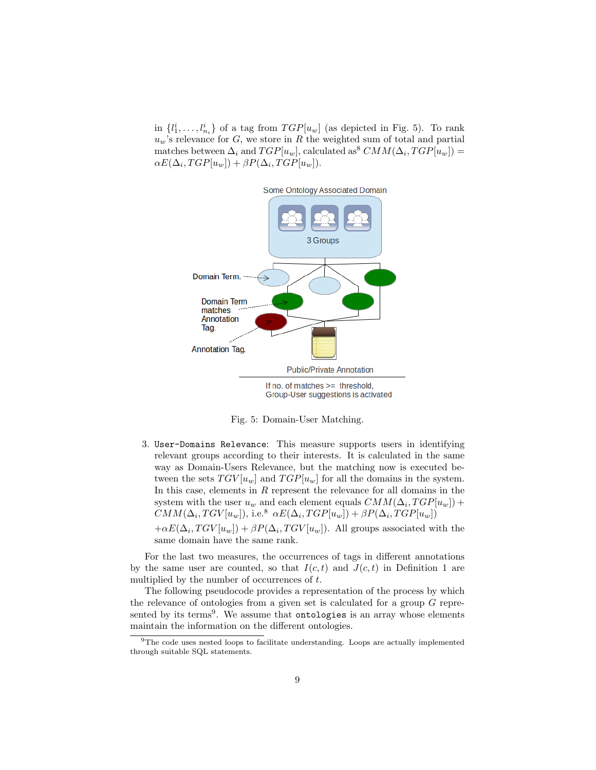in $\{l_1^i, \ldots, l_{n_i}^i\}$ of a tag from $TGP[u_w]$ (as depicted in Fig. 5). To rank $u_w$'s relevance for $G$, we store in $R$ the weighted sum of total and partial matches between $\Delta_i$ and $TGP[u_w]$, calculated as[8] $CMM(\Delta_i, TGP[u_w]) = \alpha E(\Delta_i, TGP[u_w]) + \beta P(\Delta_i, TGP[u_w])$.

Fig. 5: Domain-User Matching.

3. `User-Domains Relevance`: This measure supports users in identifying relevant groups according to their interests. It is calculated in the same way as Domain-Users Relevance, but the matching now is executed between the sets $TGV[u_w]$ and $TGP[u_w]$ for all the domains in the system. In this case, elements in $R$ represent the relevance for all domains in the system with the user $u_w$ and each element equals $CMM(\Delta_i, TGP[u_w]) + CMM(\Delta_i, TGV[u_w])$, i.e.[8] $\alpha E(\Delta_i, TGP[u_w]) + \beta P(\Delta_i, TGP[u_w])$ $+\alpha E(\Delta_i, TGV[u_w]) + \beta P(\Delta_i, TGV[u_w])$. All groups associated with the same domain have the same rank.

For the last two measures, the occurrences of tags in different annotations by the same user are counted, so that $I(c, t)$ and $J(c, t)$ in Definition 1 are multiplied by the number of occurrences of $t$.

The following pseudocode provides a representation of the process by which the relevance of ontologies from a given set is calculated for a group $G$ represented by its terms[9]. We assume that `ontologies` is an array whose elements maintain the information on the different ontologies.

[9] The code uses nested loops to facilitate understanding. Loops are actually implemented through suitable SQL statements.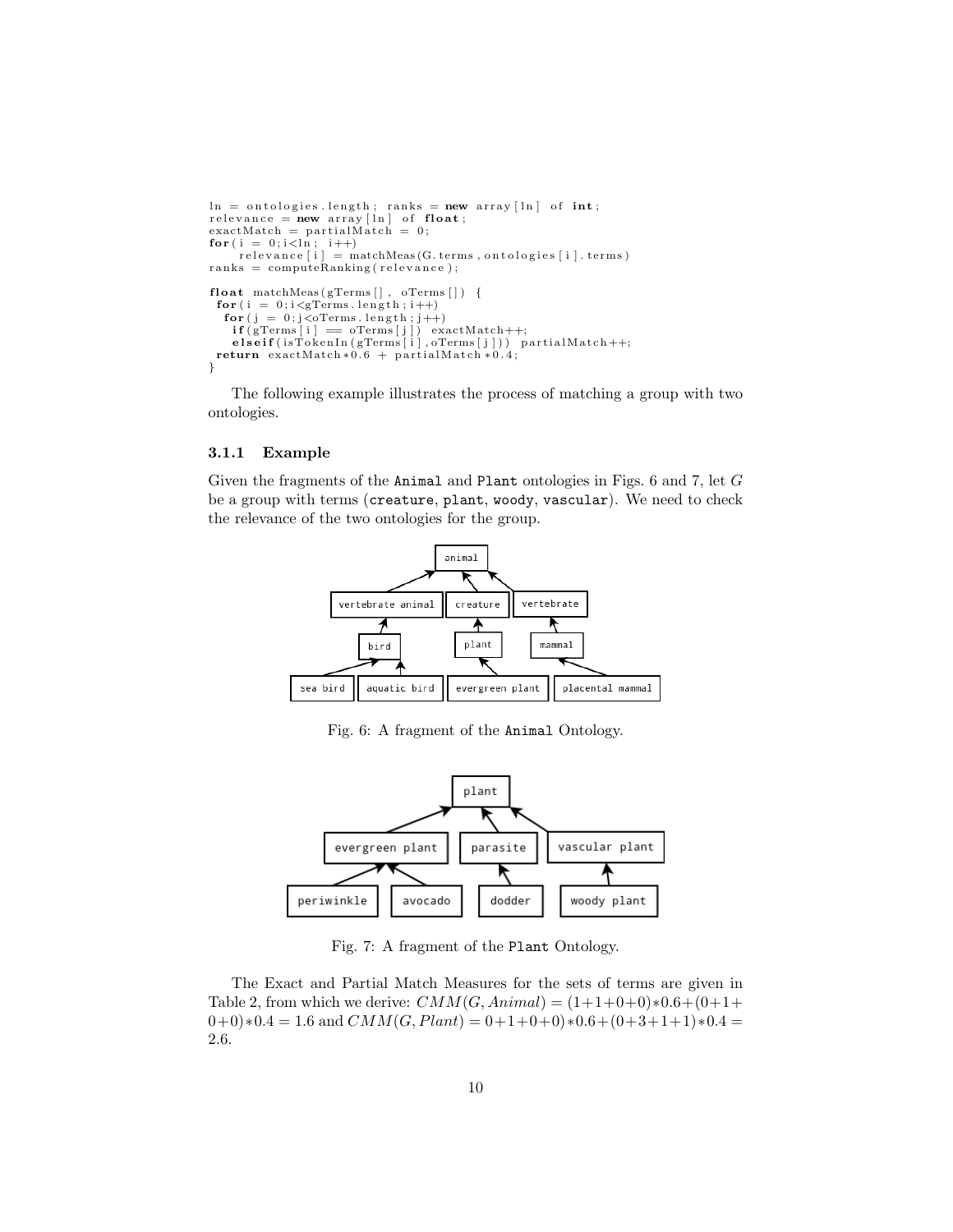```
ln = ontologies.length; ranks = new array[ln] of int;
relevance = new array[ln] of float;
exactMatch = partialMatch = 0;
for(i = 0;i<ln; i++)
    relevance[i] = matchMeas(G.terms, ontologies[i].terms)
ranks = computeRanking(relevance);

float matchMeas(gTerms[], oTerms[]) {
 for(i = 0;i<gTerms.length;i++)
  for(j = 0;j<oTerms.length;j++)
   if(gTerms[i] == oTerms[j]) exactMatch++;
   elseif(isTokenIn(gTerms[i],oTerms[j])) partialMatch++;
 return exactMatch*0.6 + partialMatch*0.4;
}
```

The following example illustrates the process of matching a group with two ontologies.

#### 3.1.1 Example

Given the fragments of the `Animal` and `Plant` ontologies in Figs. 6 and 7, let $G$ be a group with terms (`creature`, `plant`, `woody`, `vascular`). We need to check the relevance of the two ontologies for the group.

Fig. 6: A fragment of the `Animal` Ontology.

Fig. 7: A fragment of the `Plant` Ontology.

The Exact and Partial Match Measures for the sets of terms are given in Table 2, from which we derive: $CMM(G, Animal) = (1+1+0+0)*0.6+(0+1+0+0)*0.4 = 1.6$ and $CMM(G, Plant) = 0+1+0+0)*0.6+(0+3+1+1)*0.4 = 2.6$.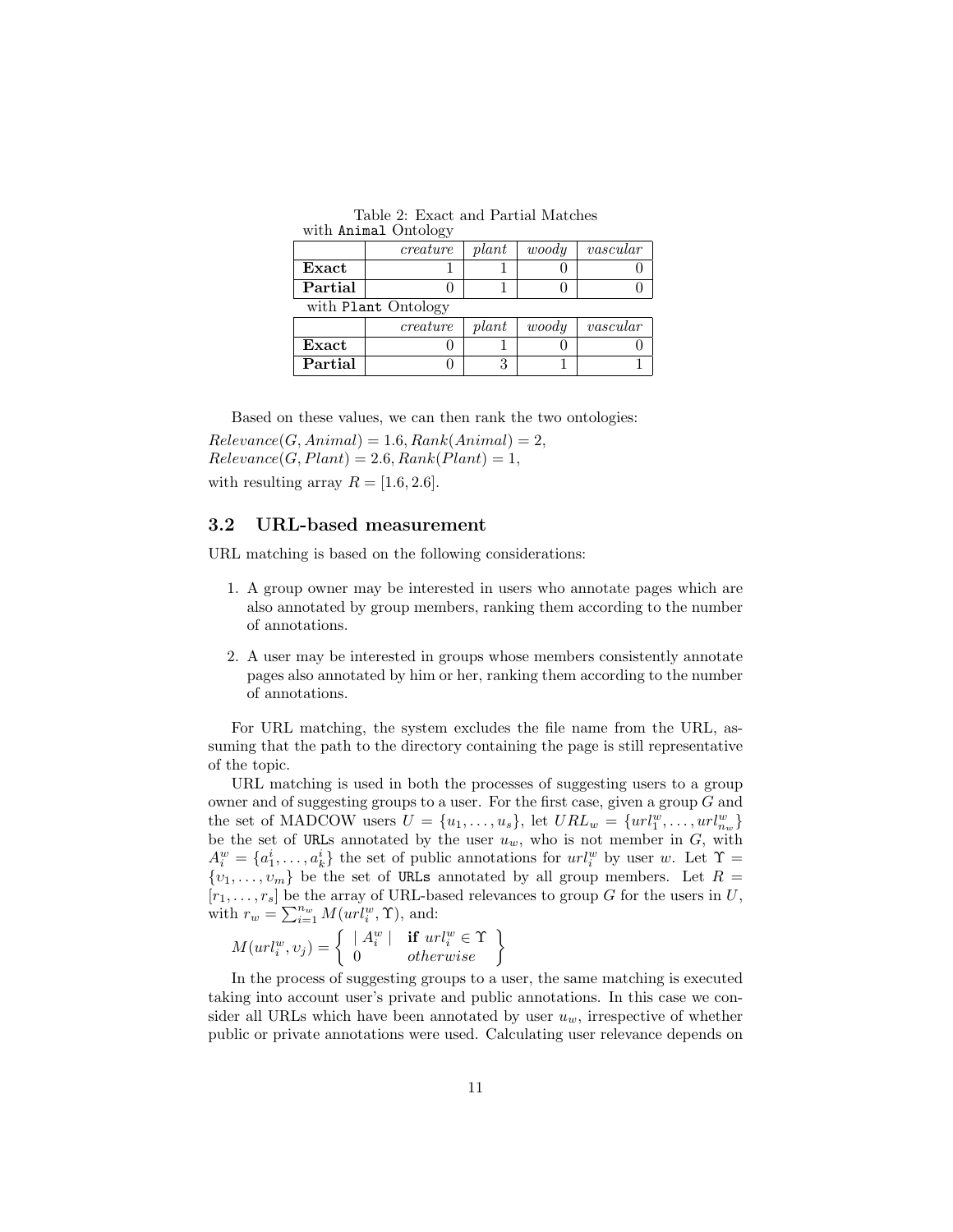Table 2: Exact and Partial Matches

with `Animal` Ontology

| | *creature* | *plant* | *woody* | *vascular* |
|---|---|---|---|---|
| **Exact** | 1 | 1 | 0 | 0 |
| **Partial** | 0 | 1 | 0 | 0 |

with `Plant` Ontology

| | *creature* | *plant* | *woody* | *vascular* |
|---|---|---|---|---|
| **Exact** | 0 | 1 | 0 | 0 |
| **Partial** | 0 | 3 | 1 | 1 |

Based on these values, we can then rank the two ontologies:

$Relevance(G, Animal) = 1.6, Rank(Animal) = 2,$
$Relevance(G, Plant) = 2.6, Rank(Plant) = 1,$

with resulting array $R = [1.6, 2.6]$.

## 3.2 URL-based measurement

URL matching is based on the following considerations:

1. A group owner may be interested in users who annotate pages which are also annotated by group members, ranking them according to the number of annotations.
2. A user may be interested in groups whose members consistently annotate pages also annotated by him or her, ranking them according to the number of annotations.

For URL matching, the system excludes the file name from the URL, assuming that the path to the directory containing the page is still representative of the topic.

URL matching is used in both the processes of suggesting users to a group owner and of suggesting groups to a user. For the first case, given a group $G$ and the set of MADCOW users $U = \{u_1, \dots, u_s\}$, let $URL_w = \{url_1^w, \dots, url_{n_w}^w\}$ be the set of `URL`s annotated by the user $u_w$, who is not member in $G$, with $A_i^w = \{a_1^i, \dots, a_k^i\}$ the set of public annotations for $url_i^w$ by user $w$. Let $\Upsilon = \{\upsilon_1, \dots, \upsilon_m\}$ be the set of `URL`s annotated by all group members. Let $R = [r_1, \dots, r_s]$ be the array of URL-based relevances to group $G$ for the users in $U$, with $r_w = \sum_{i=1}^{n_w} M(url_i^w, \Upsilon)$, and:

$$M(url_i^w, \upsilon_j) = \left\{ \begin{array}{ll} \mid A_i^w \mid & \textbf{if } url_i^w \in \Upsilon \\ 0 & otherwise \end{array} \right\}$$

In the process of suggesting groups to a user, the same matching is executed taking into account user's private and public annotations. In this case we consider all URLs which have been annotated by user $u_w$, irrespective of whether public or private annotations were used. Calculating user relevance depends on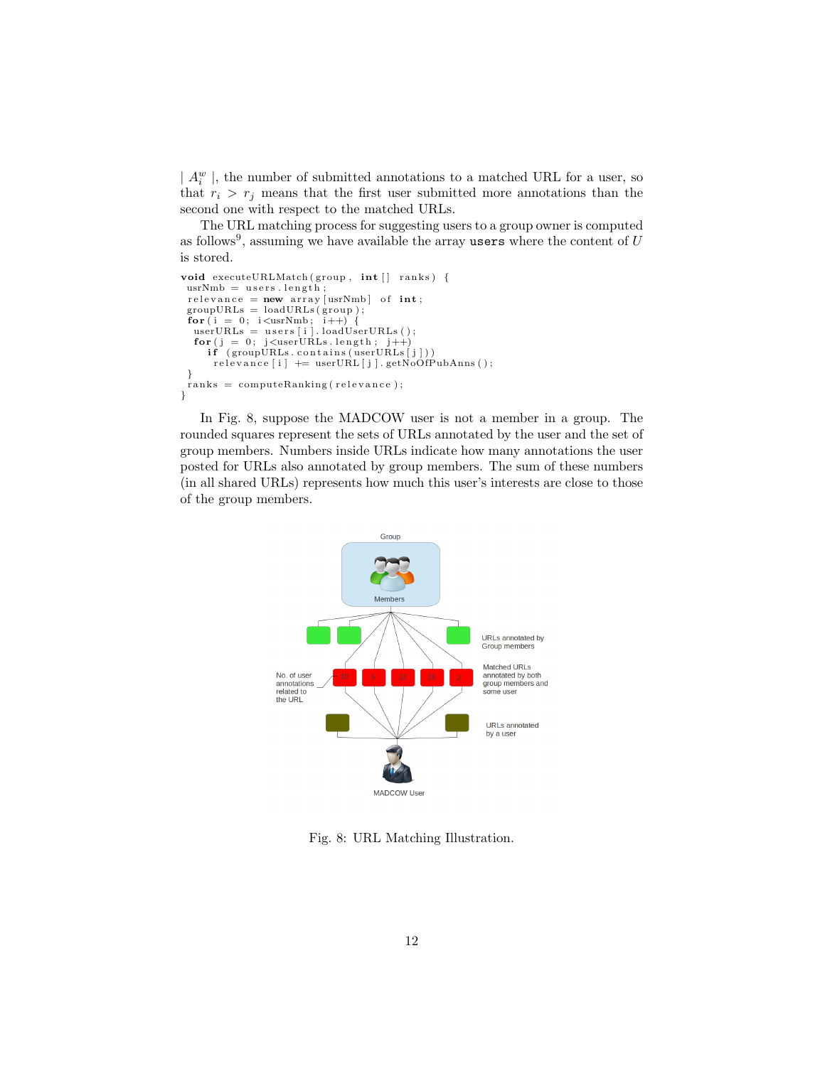$| A_i^w |$, the number of submitted annotations to a matched URL for a user, so that $r_i > r_j$ means that the first user submitted more annotations than the second one with respect to the matched URLs.

The URL matching process for suggesting users to a group owner is computed as follows[9], assuming we have available the array `users` where the content of $U$ is stored.

```
void executeURLMatch(group, int[] ranks) {
 usrNmb = users.length;
 relevance = new array[usrNmb] of int;
 groupURLs = loadURLs(group);
 for(i = 0; i<usrNmb; i++) {
  userURLs = users[i].loadUserURLs();
  for(j = 0; j<userURLs.length; j++)
    if (groupURLs.contains(userURLs[j]))
     relevance[i] += userURL[j].getNoOfPubAnns();
 }
 ranks = computeRanking(relevance);
}
```

In Fig. 8, suppose the MADCOW user is not a member in a group. The rounded squares represent the sets of URLs annotated by the user and the set of group members. Numbers inside URLs indicate how many annotations the user posted for URLs also annotated by group members. The sum of these numbers (in all shared URLs) represents how much this user's interests are close to those of the group members.

Fig. 8: URL Matching Illustration.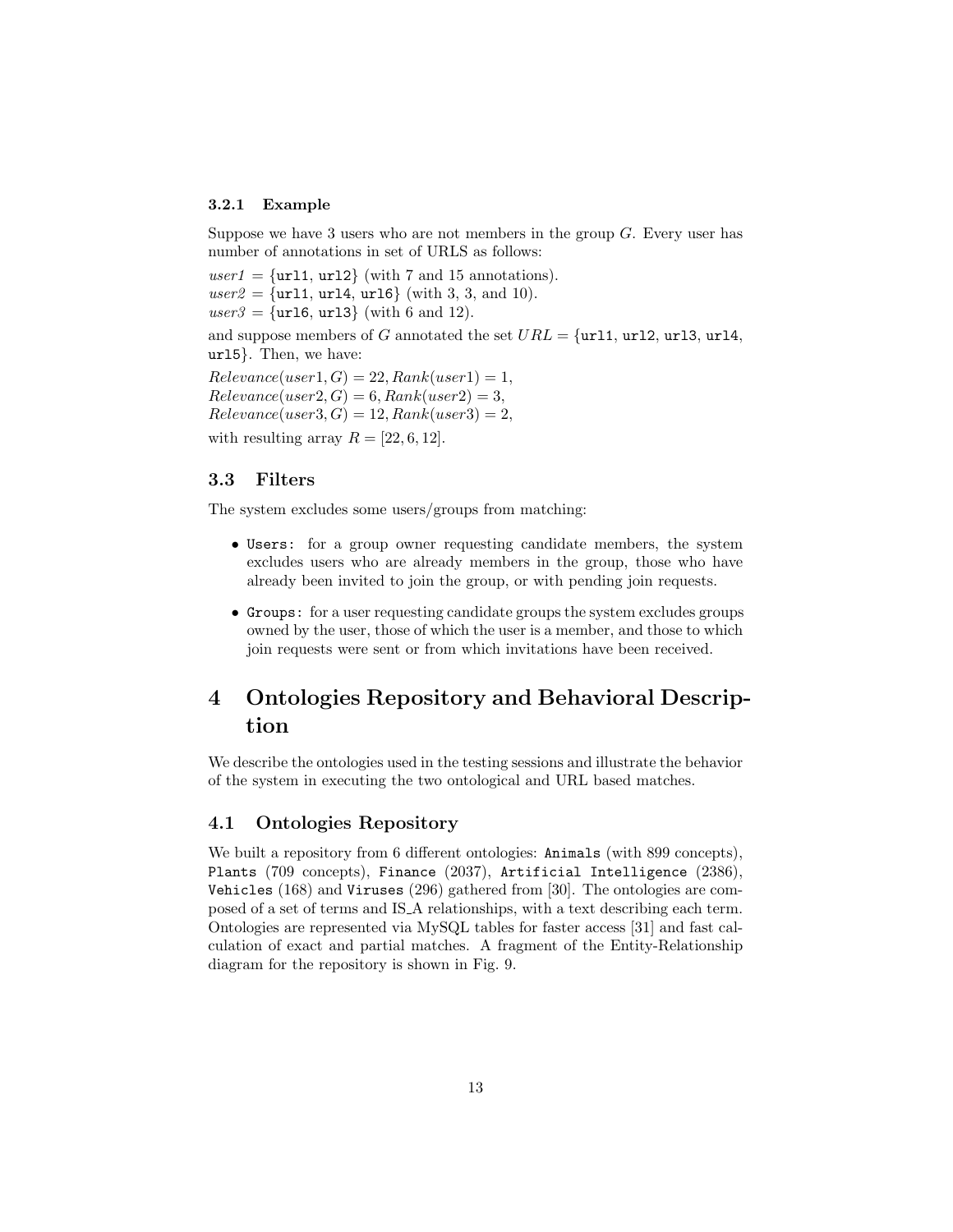#### 3.2.1 Example

Suppose we have 3 users who are not members in the group $G$. Every user has number of annotations in set of URLS as follows:

*user1* = {`url1`, `url2`} (with 7 and 15 annotations).
*user2* = {`url1`, `url4`, `url6`} (with 3, 3, and 10).
*user3* = {`url6`, `url3`} (with 6 and 12).

and suppose members of $G$ annotated the set $URL$ = {`url1`, `url2`, `url3`, `url4`, `url5`}. Then, we have:

$Relevance(user1, G) = 22, Rank(user1) = 1,$
$Relevance(user2, G) = 6, Rank(user2) = 3,$
$Relevance(user3, G) = 12, Rank(user3) = 2,$

with resulting array $R = [22, 6, 12]$.

### 3.3 Filters

The system excludes some users/groups from matching:

- `Users:` for a group owner requesting candidate members, the system excludes users who are already members in the group, those who have already been invited to join the group, or with pending join requests.
- `Groups:` for a user requesting candidate groups the system excludes groups owned by the user, those of which the user is a member, and those to which join requests were sent or from which invitations have been received.

## 4 Ontologies Repository and Behavioral Description

We describe the ontologies used in the testing sessions and illustrate the behavior of the system in executing the two ontological and URL based matches.

### 4.1 Ontologies Repository

We built a repository from 6 different ontologies: `Animals` (with 899 concepts), `Plants` (709 concepts), `Finance` (2037), `Artificial Intelligence` (2386), `Vehicles` (168) and `Viruses` (296) gathered from [30]. The ontologies are composed of a set of terms and IS_A relationships, with a text describing each term. Ontologies are represented via MySQL tables for faster access [31] and fast calculation of exact and partial matches. A fragment of the Entity-Relationship diagram for the repository is shown in Fig. 9.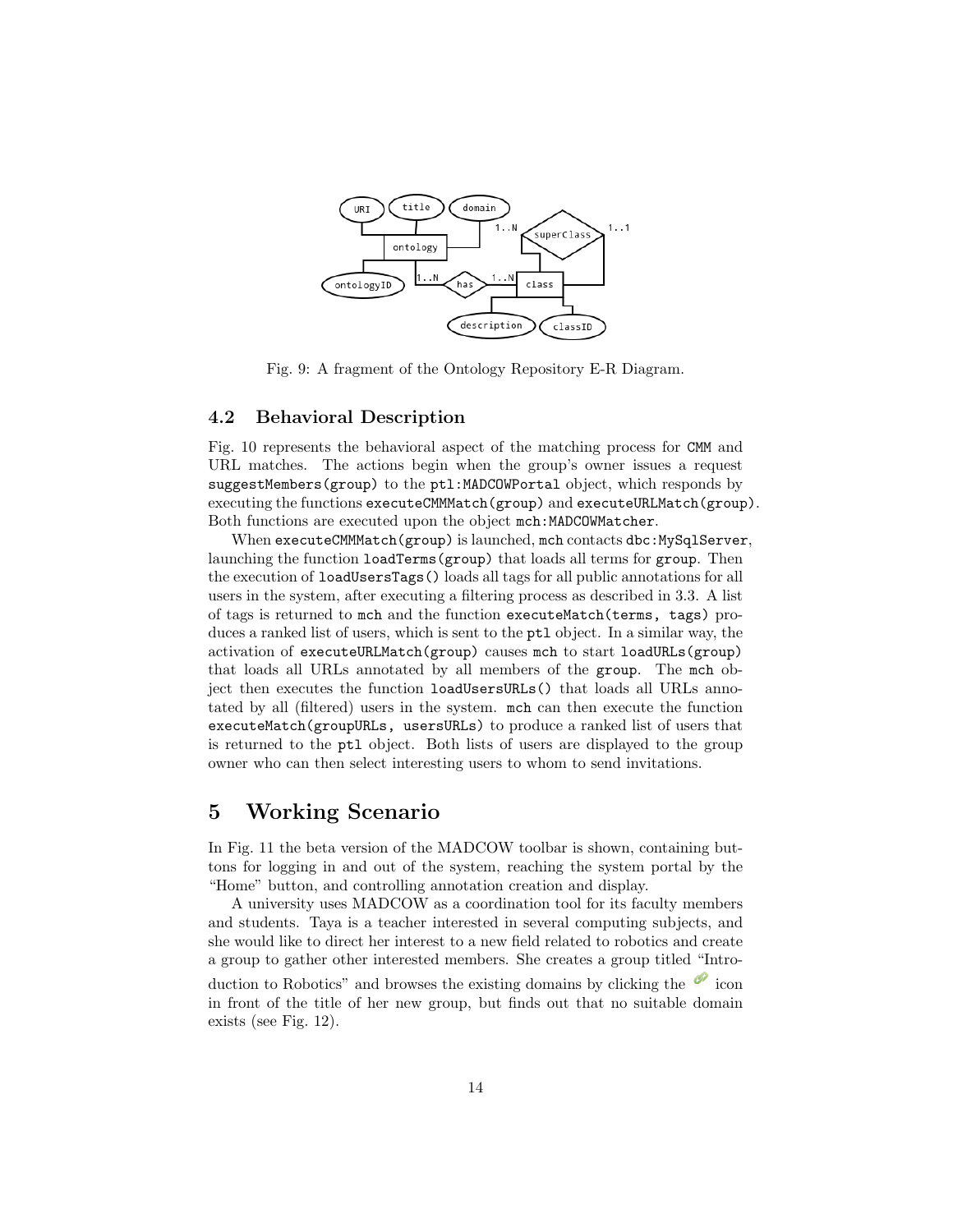Fig. 9: A fragment of the Ontology Repository E-R Diagram.

### 4.2 Behavioral Description

Fig. 10 represents the behavioral aspect of the matching process for `CMM` and URL matches. The actions begin when the group's owner issues a request `suggestMembers(group)` to the `ptl:MADCOWPortal` object, which responds by executing the functions `executeCMMMatch(group)` and `executeURLMatch(group)`. Both functions are executed upon the object `mch:MADCOWMatcher`.

When `executeCMMMatch(group)` is launched, `mch` contacts `dbc:MySqlServer`, launching the function `loadTerms(group)` that loads all terms for `group`. Then the execution of `loadUsersTags()` loads all tags for all public annotations for all users in the system, after executing a filtering process as described in 3.3. A list of tags is returned to `mch` and the function `executeMatch(terms, tags)` produces a ranked list of users, which is sent to the `ptl` object. In a similar way, the activation of `executeURLMatch(group)` causes `mch` to start `loadURLs(group)` that loads all URLs annotated by all members of the `group`. The `mch` object then executes the function `loadUsersURLs()` that loads all URLs annotated by all (filtered) users in the system. `mch` can then execute the function `executeMatch(groupURLs, usersURLs)` to produce a ranked list of users that is returned to the `ptl` object. Both lists of users are displayed to the group owner who can then select interesting users to whom to send invitations.

## 5 Working Scenario

In Fig. 11 the beta version of the MADCOW toolbar is shown, containing buttons for logging in and out of the system, reaching the system portal by the "Home" button, and controlling annotation creation and display.

A university uses MADCOW as a coordination tool for its faculty members and students. Taya is a teacher interested in several computing subjects, and she would like to direct her interest to a new field related to robotics and create a group to gather other interested members. She creates a group titled "Introduction to Robotics" and browses the existing domains by clicking the icon in front of the title of her new group, but finds out that no suitable domain exists (see Fig. 12).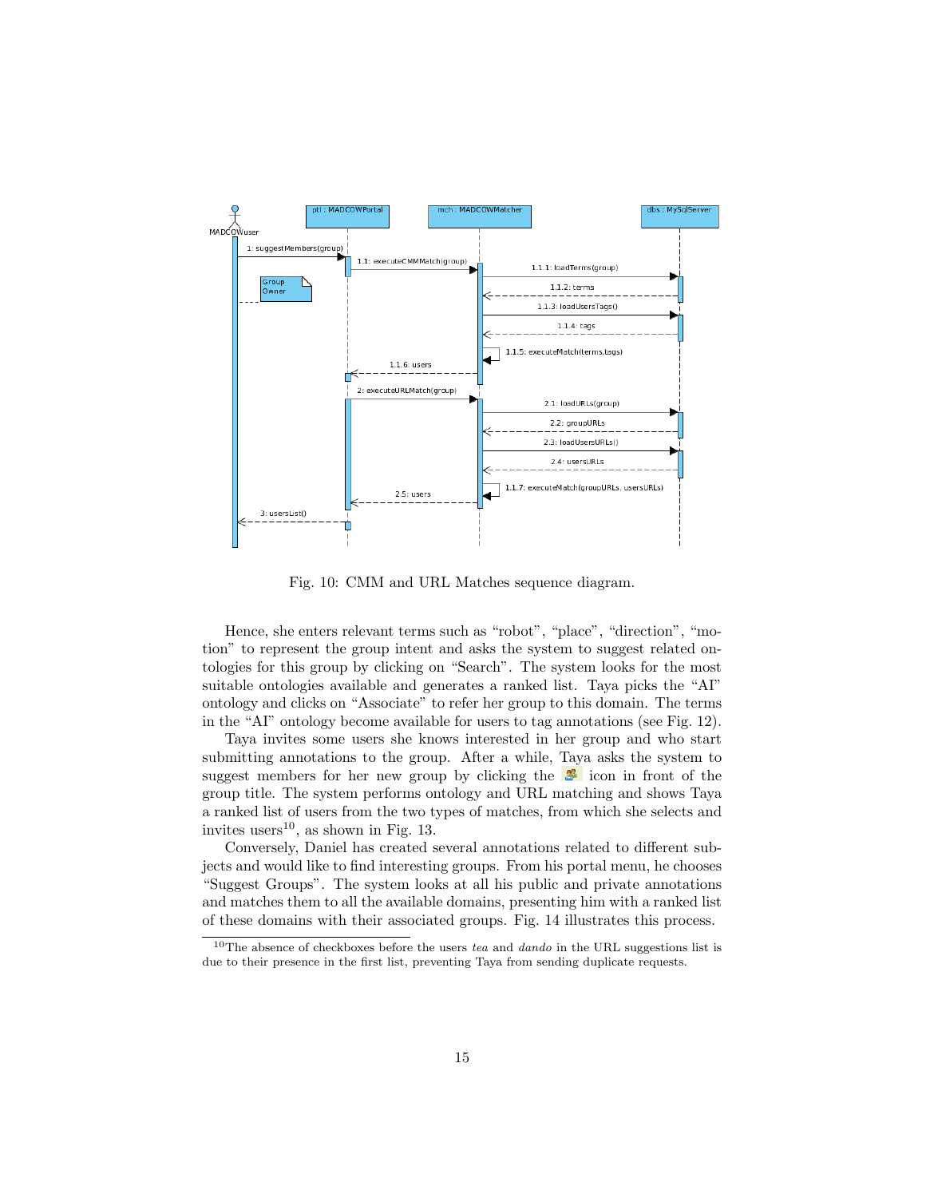Fig. 10: CMM and URL Matches sequence diagram.

Hence, she enters relevant terms such as "robot", "place", "direction", "motion" to represent the group intent and asks the system to suggest related ontologies for this group by clicking on "Search". The system looks for the most suitable ontologies available and generates a ranked list. Taya picks the "AI" ontology and clicks on "Associate" to refer her group to this domain. The terms in the "AI" ontology become available for users to tag annotations (see Fig. 12).

Taya invites some users she knows interested in her group and who start submitting annotations to the group. After a while, Taya asks the system to suggest members for her new group by clicking the icon in front of the group title. The system performs ontology and URL matching and shows Taya a ranked list of users from the two types of matches, from which she selects and invites users[10], as shown in Fig. 13.

Conversely, Daniel has created several annotations related to different subjects and would like to find interesting groups. From his portal menu, he chooses "Suggest Groups". The system looks at all his public and private annotations and matches them to all the available domains, presenting him with a ranked list of these domains with their associated groups. Fig. 14 illustrates this process.

[10] The absence of checkboxes before the users *tea* and *dando* in the URL suggestions list is due to their presence in the first list, preventing Taya from sending duplicate requests.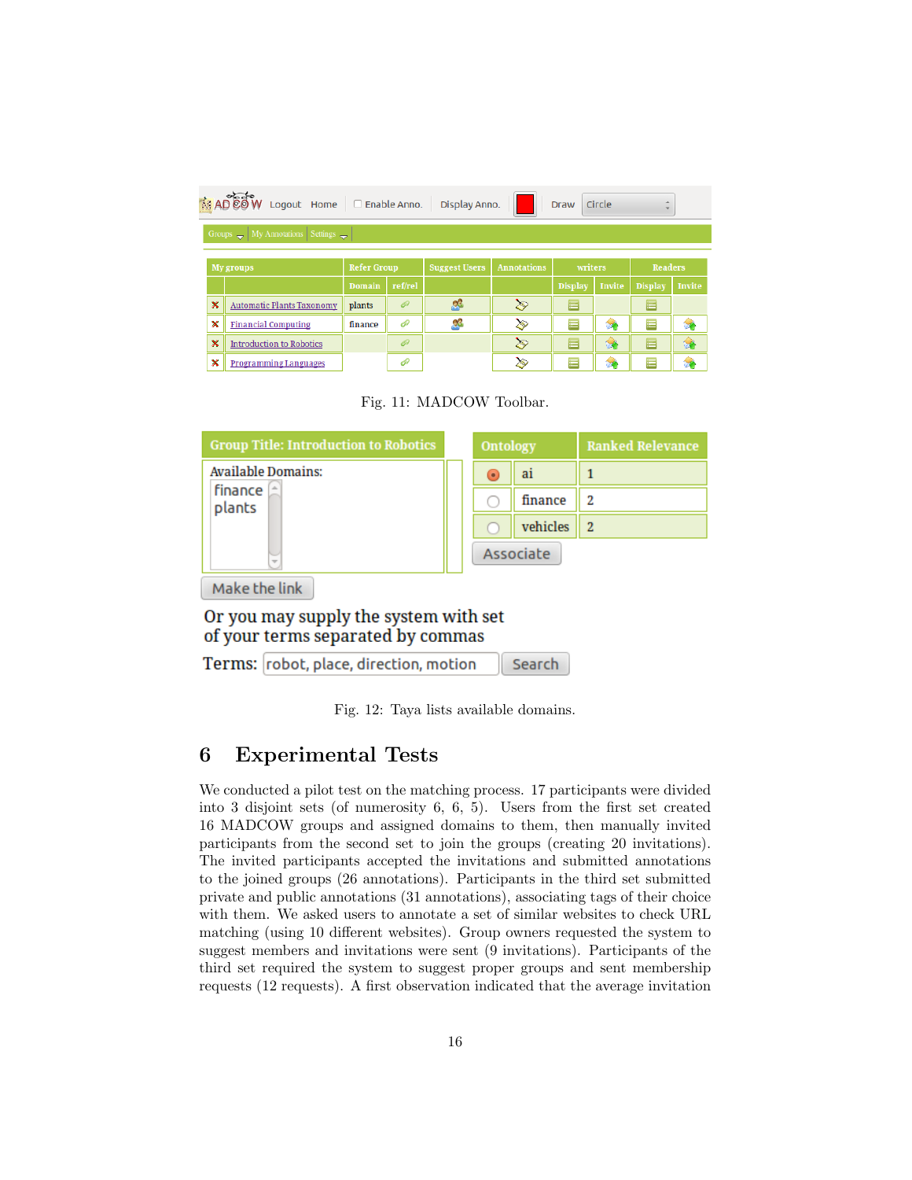Fig. 11: MADCOW Toolbar.

Fig. 12: Taya lists available domains.

## 6 Experimental Tests

We conducted a pilot test on the matching process. 17 participants were divided into 3 disjoint sets (of numerosity 6, 6, 5). Users from the first set created 16 MADCOW groups and assigned domains to them, then manually invited participants from the second set to join the groups (creating 20 invitations). The invited participants accepted the invitations and submitted annotations to the joined groups (26 annotations). Participants in the third set submitted private and public annotations (31 annotations), associating tags of their choice with them. We asked users to annotate a set of similar websites to check URL matching (using 10 different websites). Group owners requested the system to suggest members and invitations were sent (9 invitations). Participants of the third set required the system to suggest proper groups and sent membership requests (12 requests). A first observation indicated that the average invitation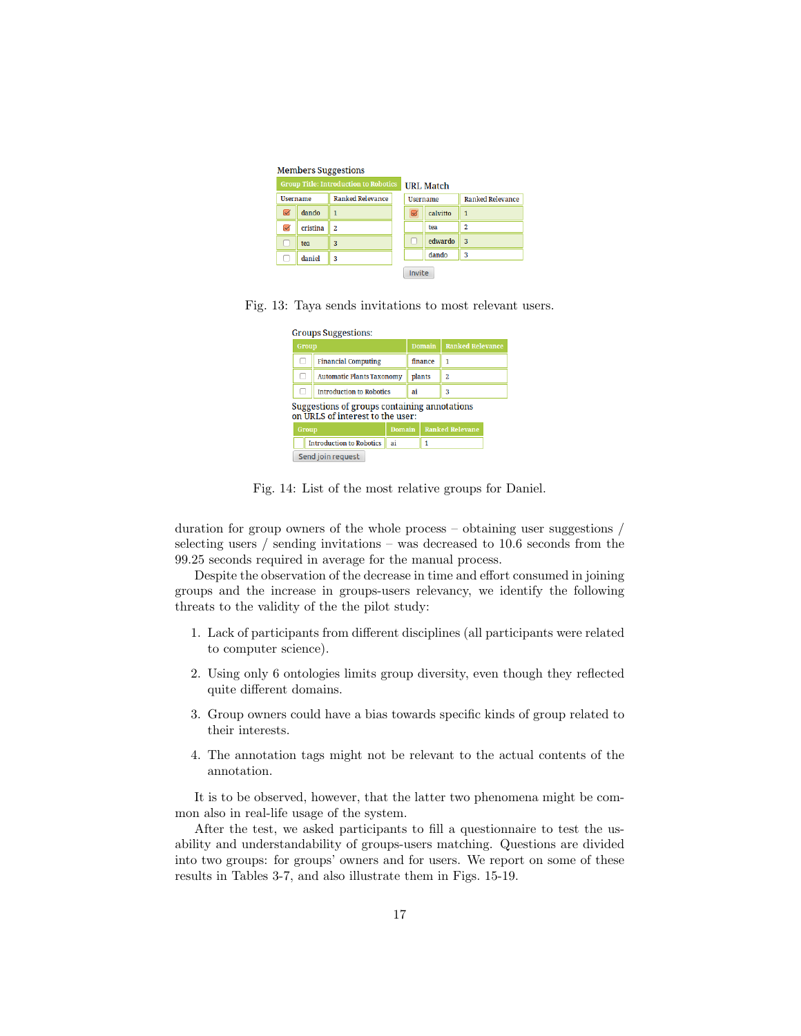Members Suggestions

| | Group Title: Introduction to Robotics | |
|---|---|---|
| | Username | Ranked Relevance |
| ☑ | dando | 1 |
| ☑ | cristina | 2 |
| ☐ | tea | 3 |
| ☐ | daniel | 3 |

URL Match

| | Username | Ranked Relevance |
|---|---|---|
| ☑ | calvitto | 1 |
| | tea | 2 |
| ☐ | edwardo | 3 |
| | dando | 3 |

Invite

Fig. 13: Taya sends invitations to most relevant users.

Groups Suggestions:

| | Group | Domain | Ranked Relevance |
|---|---|---|---|
| ☐ | Financial Computing | finance | 1 |
| ☐ | Automatic Plants Taxonomy | plants | 2 |
| ☐ | Introduction to Robotics | ai | 3 |

Suggestions of groups containing annotations on URLS of interest to the user:

| | Group | Domain | Ranked Relevane |
|---|---|---|---|
| ☐ | Introduction to Robotics | ai | 1 |

Send join request

Fig. 14: List of the most relative groups for Daniel.

duration for group owners of the whole process – obtaining user suggestions / selecting users / sending invitations – was decreased to 10.6 seconds from the 99.25 seconds required in average for the manual process.

Despite the observation of the decrease in time and effort consumed in joining groups and the increase in groups-users relevancy, we identify the following threats to the validity of the the pilot study:

1. Lack of participants from different disciplines (all participants were related to computer science).
2. Using only 6 ontologies limits group diversity, even though they reflected quite different domains.
3. Group owners could have a bias towards specific kinds of group related to their interests.
4. The annotation tags might not be relevant to the actual contents of the annotation.

It is to be observed, however, that the latter two phenomena might be common also in real-life usage of the system.

After the test, we asked participants to fill a questionnaire to test the usability and understandability of groups-users matching. Questions are divided into two groups: for groups' owners and for users. We report on some of these results in Tables 3-7, and also illustrate them in Figs. 15-19.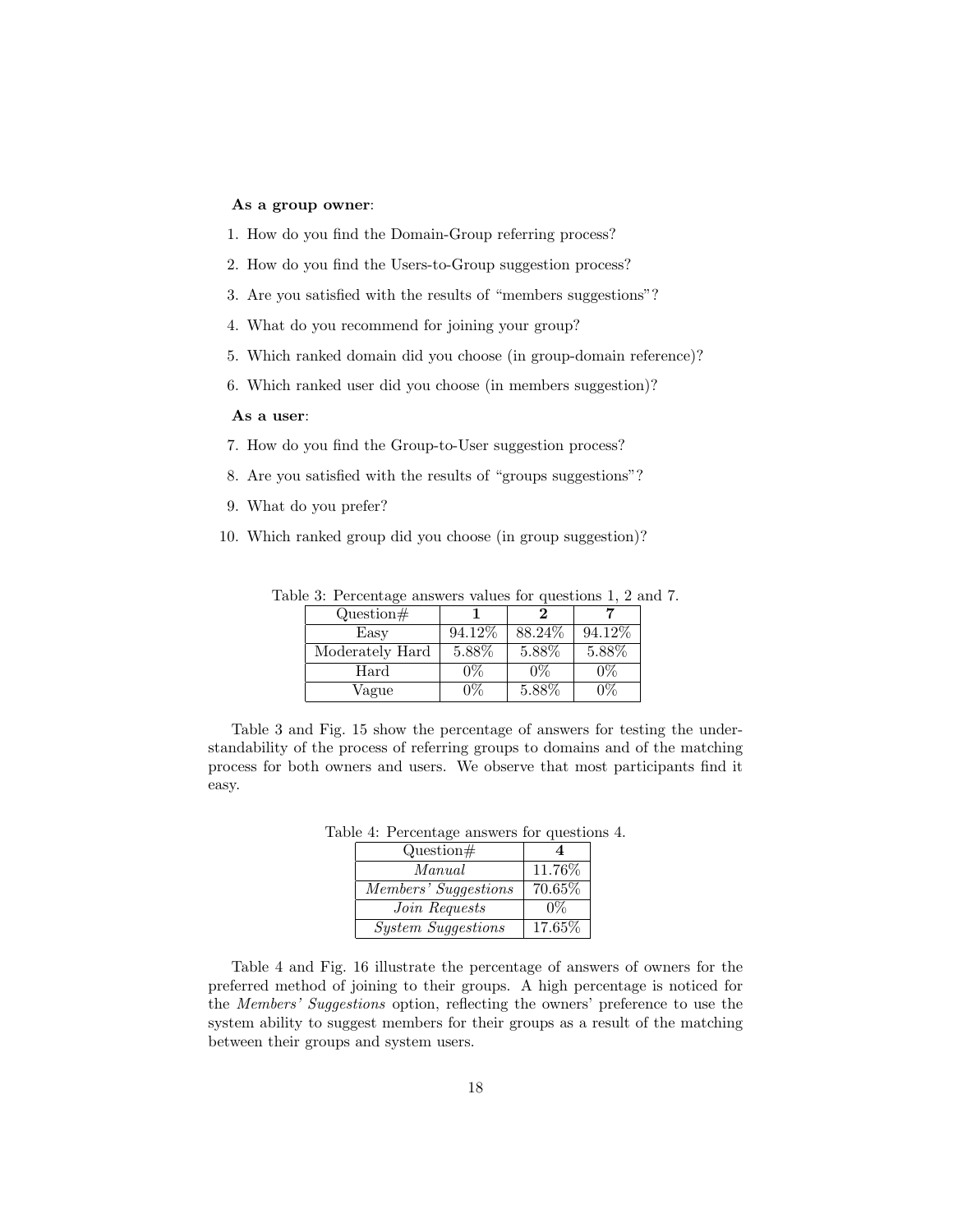**As a group owner**:

1. How do you find the Domain-Group referring process?
2. How do you find the Users-to-Group suggestion process?
3. Are you satisfied with the results of "members suggestions"?
4. What do you recommend for joining your group?
5. Which ranked domain did you choose (in group-domain reference)?
6. Which ranked user did you choose (in members suggestion)?

**As a user**:

7. How do you find the Group-to-User suggestion process?
8. Are you satisfied with the results of "groups suggestions"?
9. What do you prefer?
10. Which ranked group did you choose (in group suggestion)?

Table 3: Percentage answers values for questions 1, 2 and 7.

| Question# | **1** | **2** | **7** |
|---|---|---|---|
| Easy | 94.12% | 88.24% | 94.12% |
| Moderately Hard | 5.88% | 5.88% | 5.88% |
| Hard | 0% | 0% | 0% |
| Vague | 0% | 5.88% | 0% |

Table 3 and Fig. 15 show the percentage of answers for testing the understandability of the process of referring groups to domains and of the matching process for both owners and users. We observe that most participants find it easy.

Table 4: Percentage answers for questions 4.

| Question# | **4** |
|---|---|
| *Manual* | 11.76% |
| *Members' Suggestions* | 70.65% |
| *Join Requests* | 0% |
| *System Suggestions* | 17.65% |

Table 4 and Fig. 16 illustrate the percentage of answers of owners for the preferred method of joining to their groups. A high percentage is noticed for the *Members' Suggestions* option, reflecting the owners' preference to use the system ability to suggest members for their groups as a result of the matching between their groups and system users.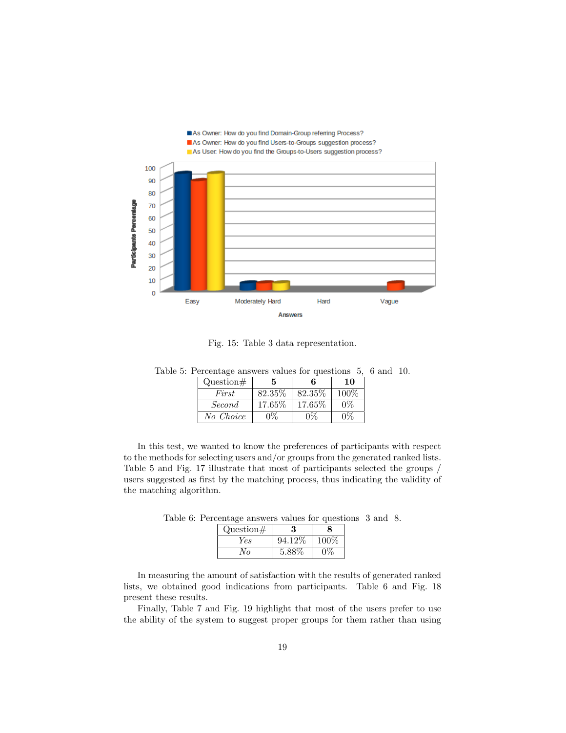Fig. 15: Table 3 data representation.

Table 5: Percentage answers values for questions 5, 6 and 10.

| Question# | **5** | **6** | **10** |
|---|---|---|---|
| *First* | 82.35% | 82.35% | 100% |
| *Second* | 17.65% | 17.65% | 0% |
| *No Choice* | 0% | 0% | 0% |

In this test, we wanted to know the preferences of participants with respect to the methods for selecting users and/or groups from the generated ranked lists. Table 5 and Fig. 17 illustrate that most of participants selected the groups / users suggested as first by the matching process, thus indicating the validity of the matching algorithm.

Table 6: Percentage answers values for questions 3 and 8.

| Question# | **3** | **8** |
|---|---|---|
| *Yes* | 94.12% | 100% |
| *No* | 5.88% | 0% |

In measuring the amount of satisfaction with the results of generated ranked lists, we obtained good indications from participants. Table 6 and Fig. 18 present these results.

Finally, Table 7 and Fig. 19 highlight that most of the users prefer to use the ability of the system to suggest proper groups for them rather than using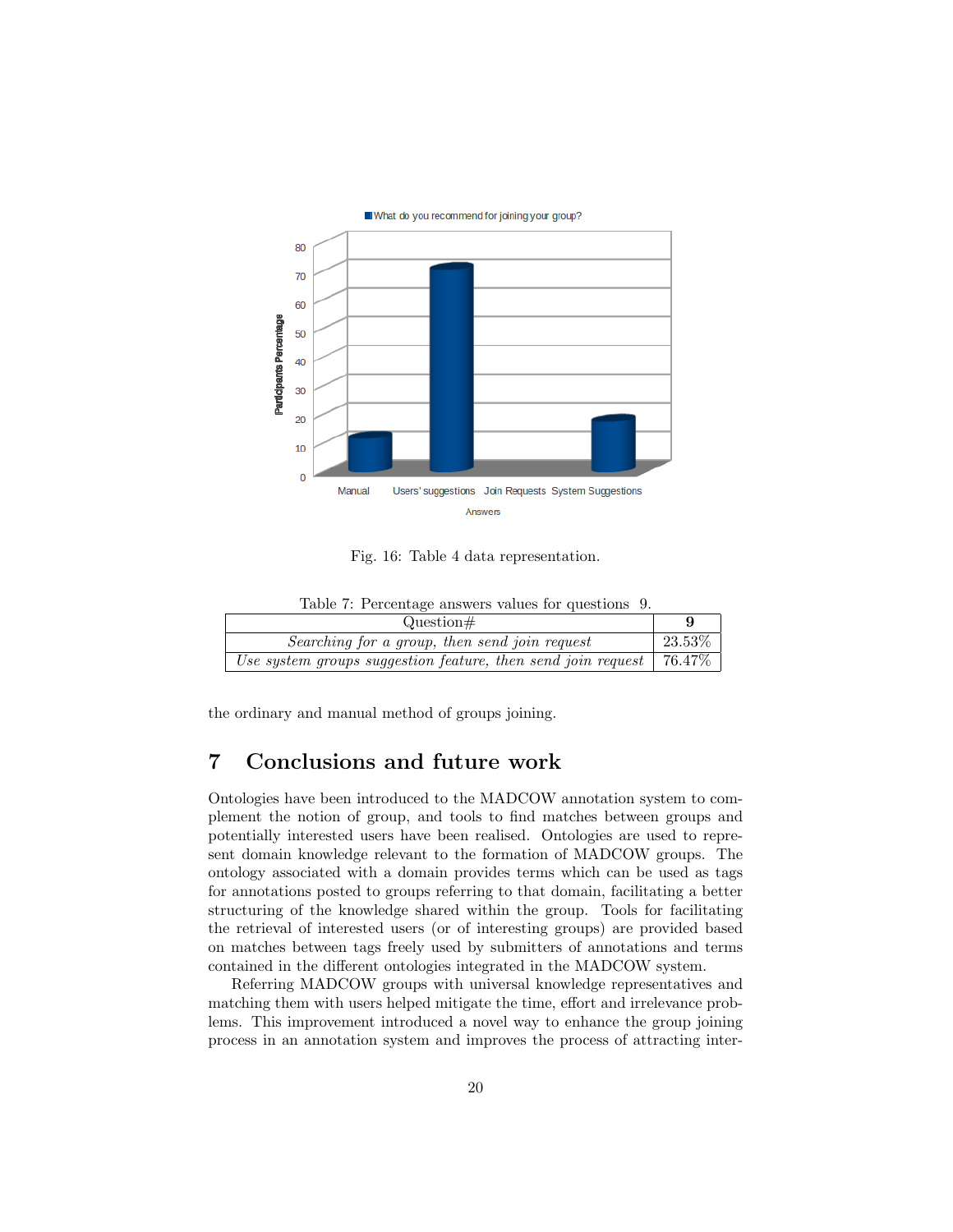Fig. 16: Table 4 data representation.

Table 7: Percentage answers values for questions 9.

| Question# | **9** |
|---|---|
| *Searching for a group, then send join request* | 23.53% |
| *Use system groups suggestion feature, then send join request* | 76.47% |

the ordinary and manual method of groups joining.

## 7 Conclusions and future work

Ontologies have been introduced to the MADCOW annotation system to complement the notion of group, and tools to find matches between groups and potentially interested users have been realised. Ontologies are used to represent domain knowledge relevant to the formation of MADCOW groups. The ontology associated with a domain provides terms which can be used as tags for annotations posted to groups referring to that domain, facilitating a better structuring of the knowledge shared within the group. Tools for facilitating the retrieval of interested users (or of interesting groups) are provided based on matches between tags freely used by submitters of annotations and terms contained in the different ontologies integrated in the MADCOW system.

Referring MADCOW groups with universal knowledge representatives and matching them with users helped mitigate the time, effort and irrelevance problems. This improvement introduced a novel way to enhance the group joining process in an annotation system and improves the process of attracting inter-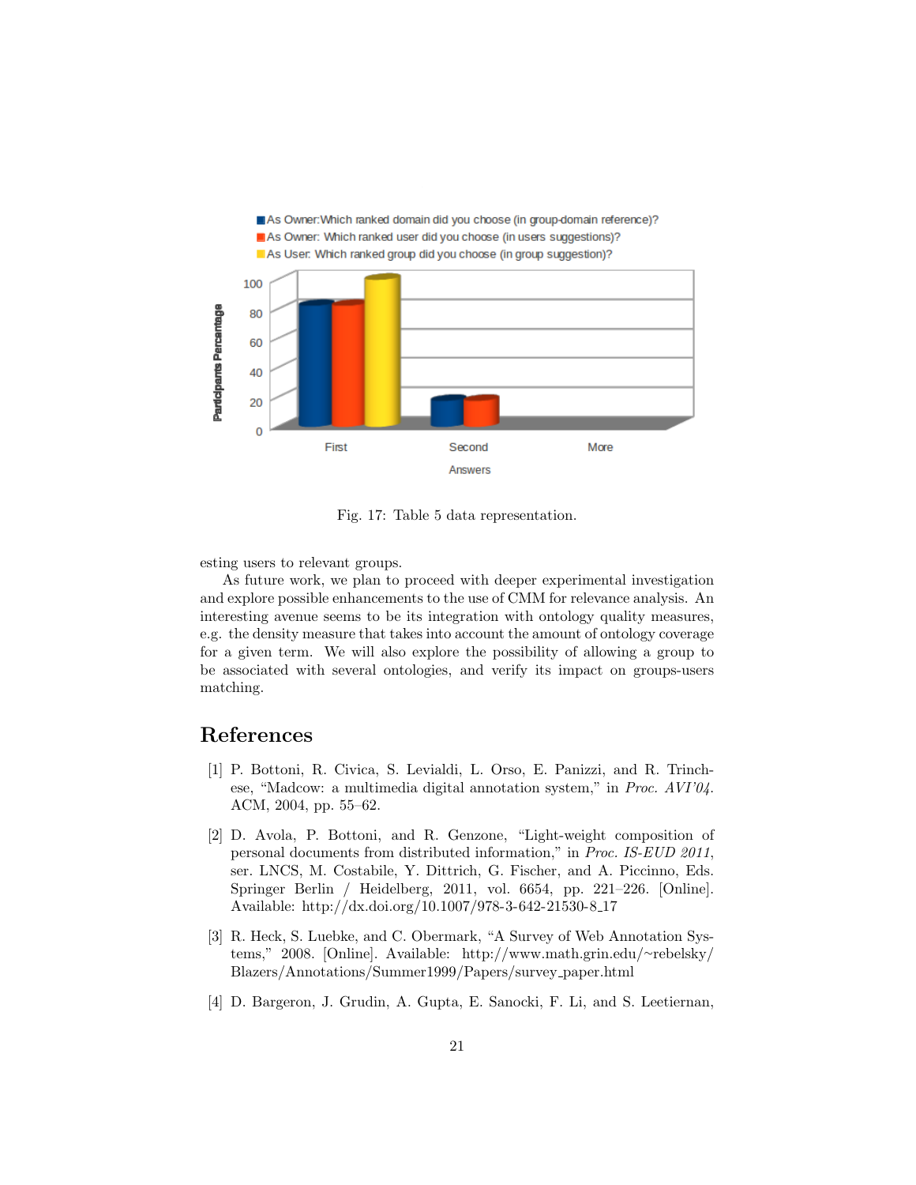Fig. 17: Table 5 data representation.

esting users to relevant groups.

As future work, we plan to proceed with deeper experimental investigation and explore possible enhancements to the use of CMM for relevance analysis. An interesting avenue seems to be its integration with ontology quality measures, e.g. the density measure that takes into account the amount of ontology coverage for a given term. We will also explore the possibility of allowing a group to be associated with several ontologies, and verify its impact on groups-users matching.

## References

[1] P. Bottoni, R. Civica, S. Levialdi, L. Orso, E. Panizzi, and R. Trinchese, "Madcow: a multimedia digital annotation system," in *Proc. AVI'04*. ACM, 2004, pp. 55–62.

[2] D. Avola, P. Bottoni, and R. Genzone, "Light-weight composition of personal documents from distributed information," in *Proc. IS-EUD 2011*, ser. LNCS, M. Costabile, Y. Dittrich, G. Fischer, and A. Piccinno, Eds. Springer Berlin / Heidelberg, 2011, vol. 6654, pp. 221–226. [Online]. Available: http://dx.doi.org/10.1007/978-3-642-21530-8_17

[3] R. Heck, S. Luebke, and C. Obermark, "A Survey of Web Annotation Systems," 2008. [Online]. Available: http://www.math.grin.edu/~rebelsky/Blazers/Annotations/Summer1999/Papers/survey_paper.html

[4] D. Bargeron, J. Grudin, A. Gupta, E. Sanocki, F. Li, and S. Leetiernan,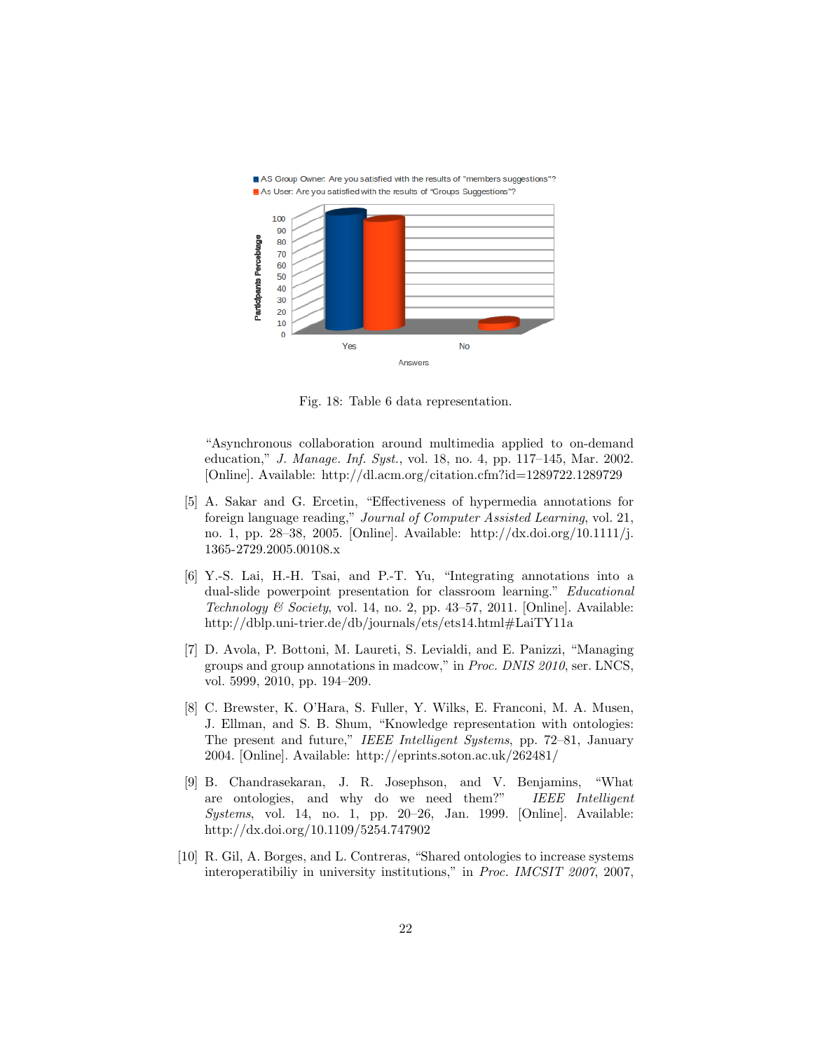Fig. 18: Table 6 data representation.

"Asynchronous collaboration around multimedia applied to on-demand education," *J. Manage. Inf. Syst.*, vol. 18, no. 4, pp. 117–145, Mar. 2002. [Online]. Available: http://dl.acm.org/citation.cfm?id=1289722.1289729

[5] A. Sakar and G. Ercetin, "Effectiveness of hypermedia annotations for foreign language reading," *Journal of Computer Assisted Learning*, vol. 21, no. 1, pp. 28–38, 2005. [Online]. Available: http://dx.doi.org/10.1111/j.1365-2729.2005.00108.x

[6] Y.-S. Lai, H.-H. Tsai, and P.-T. Yu, "Integrating annotations into a dual-slide powerpoint presentation for classroom learning." *Educational Technology & Society*, vol. 14, no. 2, pp. 43–57, 2011. [Online]. Available: http://dblp.uni-trier.de/db/journals/ets/ets14.html#LaiTY11a

[7] D. Avola, P. Bottoni, M. Laureti, S. Levialdi, and E. Panizzi, "Managing groups and group annotations in madcow," in *Proc. DNIS 2010*, ser. LNCS, vol. 5999, 2010, pp. 194–209.

[8] C. Brewster, K. O'Hara, S. Fuller, Y. Wilks, E. Franconi, M. A. Musen, J. Ellman, and S. B. Shum, "Knowledge representation with ontologies: The present and future," *IEEE Intelligent Systems*, pp. 72–81, January 2004. [Online]. Available: http://eprints.soton.ac.uk/262481/

[9] B. Chandrasekaran, J. R. Josephson, and V. Benjamins, "What are ontologies, and why do we need them?" *IEEE Intelligent Systems*, vol. 14, no. 1, pp. 20–26, Jan. 1999. [Online]. Available: http://dx.doi.org/10.1109/5254.747902

[10] R. Gil, A. Borges, and L. Contreras, "Shared ontologies to increase systems interoperatibiliy in university institutions," in *Proc. IMCSIT 2007*, 2007,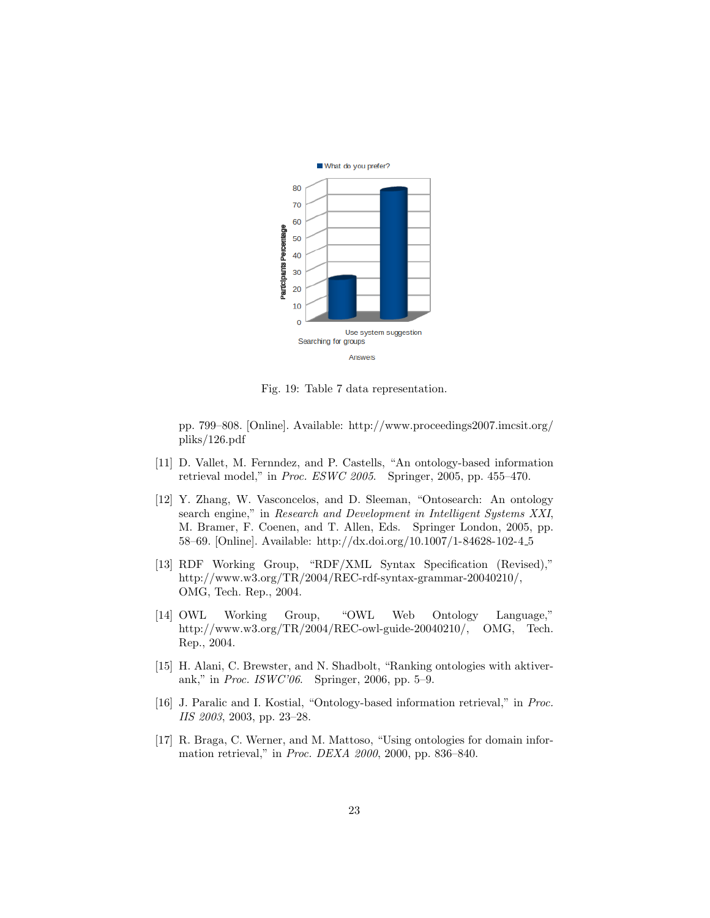Fig. 19: Table 7 data representation.

pp. 799–808. [Online]. Available: http://www.proceedings2007.imcsit.org/pliks/126.pdf

[11] D. Vallet, M. Fernndez, and P. Castells, “An ontology-based information retrieval model,” in *Proc. ESWC 2005*. Springer, 2005, pp. 455–470.

[12] Y. Zhang, W. Vasconcelos, and D. Sleeman, “Ontosearch: An ontology search engine,” in *Research and Development in Intelligent Systems XXI*, M. Bramer, F. Coenen, and T. Allen, Eds. Springer London, 2005, pp. 58–69. [Online]. Available: http://dx.doi.org/10.1007/1-84628-102-4_5

[13] RDF Working Group, “RDF/XML Syntax Specification (Revised),” http://www.w3.org/TR/2004/REC-rdf-syntax-grammar-20040210/, OMG, Tech. Rep., 2004.

[14] OWL Working Group, “OWL Web Ontology Language,” http://www.w3.org/TR/2004/REC-owl-guide-20040210/, OMG, Tech. Rep., 2004.

[15] H. Alani, C. Brewster, and N. Shadbolt, “Ranking ontologies with aktiverank,” in *Proc. ISWC’06*. Springer, 2006, pp. 5–9.

[16] J. Paralic and I. Kostial, “Ontology-based information retrieval,” in *Proc. IIS 2003*, 2003, pp. 23–28.

[17] R. Braga, C. Werner, and M. Mattoso, “Using ontologies for domain information retrieval,” in *Proc. DEXA 2000*, 2000, pp. 836–840.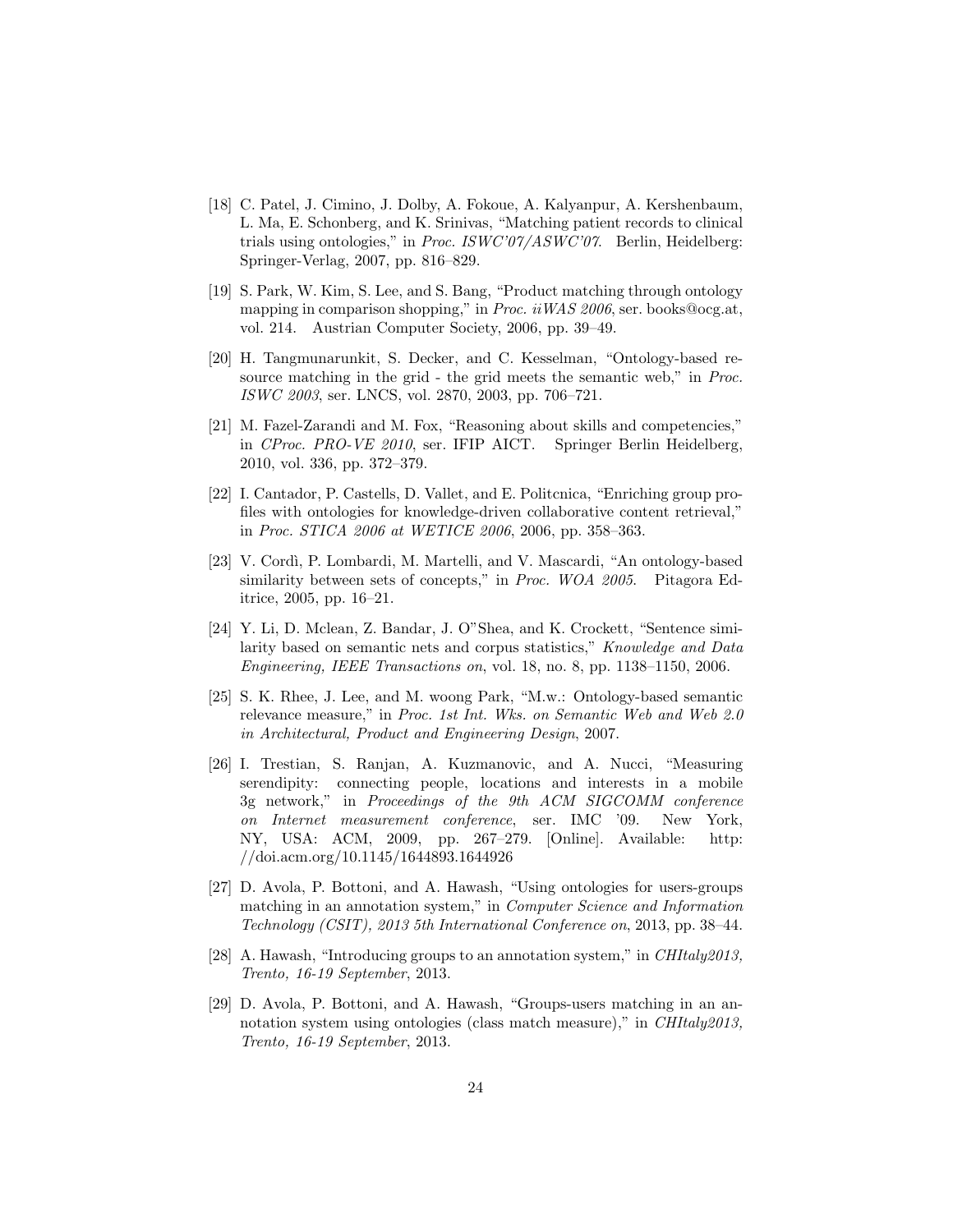[18] C. Patel, J. Cimino, J. Dolby, A. Fokoue, A. Kalyanpur, A. Kershenbaum, L. Ma, E. Schonberg, and K. Srinivas, "Matching patient records to clinical trials using ontologies," in *Proc. ISWC'07/ASWC'07*. Berlin, Heidelberg: Springer-Verlag, 2007, pp. 816–829.

[19] S. Park, W. Kim, S. Lee, and S. Bang, "Product matching through ontology mapping in comparison shopping," in *Proc. iiWAS 2006*, ser. books@ocg.at, vol. 214. Austrian Computer Society, 2006, pp. 39–49.

[20] H. Tangmunarunkit, S. Decker, and C. Kesselman, "Ontology-based resource matching in the grid - the grid meets the semantic web," in *Proc. ISWC 2003*, ser. LNCS, vol. 2870, 2003, pp. 706–721.

[21] M. Fazel-Zarandi and M. Fox, "Reasoning about skills and competencies," in *CProc. PRO-VE 2010*, ser. IFIP AICT. Springer Berlin Heidelberg, 2010, vol. 336, pp. 372–379.

[22] I. Cantador, P. Castells, D. Vallet, and E. Politcnica, "Enriching group profiles with ontologies for knowledge-driven collaborative content retrieval," in *Proc. STICA 2006 at WETICE 2006*, 2006, pp. 358–363.

[23] V. Cordì, P. Lombardi, M. Martelli, and V. Mascardi, "An ontology-based similarity between sets of concepts," in *Proc. WOA 2005*. Pitagora Editrice, 2005, pp. 16–21.

[24] Y. Li, D. Mclean, Z. Bandar, J. O"Shea, and K. Crockett, "Sentence similarity based on semantic nets and corpus statistics," *Knowledge and Data Engineering, IEEE Transactions on*, vol. 18, no. 8, pp. 1138–1150, 2006.

[25] S. K. Rhee, J. Lee, and M. woong Park, "M.w.: Ontology-based semantic relevance measure," in *Proc. 1st Int. Wks. on Semantic Web and Web 2.0 in Architectural, Product and Engineering Design*, 2007.

[26] I. Trestian, S. Ranjan, A. Kuzmanovic, and A. Nucci, "Measuring serendipity: connecting people, locations and interests in a mobile 3g network," in *Proceedings of the 9th ACM SIGCOMM conference on Internet measurement conference*, ser. IMC '09. New York, NY, USA: ACM, 2009, pp. 267–279. [Online]. Available: http://doi.acm.org/10.1145/1644893.1644926

[27] D. Avola, P. Bottoni, and A. Hawash, "Using ontologies for users-groups matching in an annotation system," in *Computer Science and Information Technology (CSIT), 2013 5th International Conference on*, 2013, pp. 38–44.

[28] A. Hawash, "Introducing groups to an annotation system," in *CHItaly2013, Trento, 16-19 September*, 2013.

[29] D. Avola, P. Bottoni, and A. Hawash, "Groups-users matching in an annotation system using ontologies (class match measure)," in *CHItaly2013, Trento, 16-19 September*, 2013.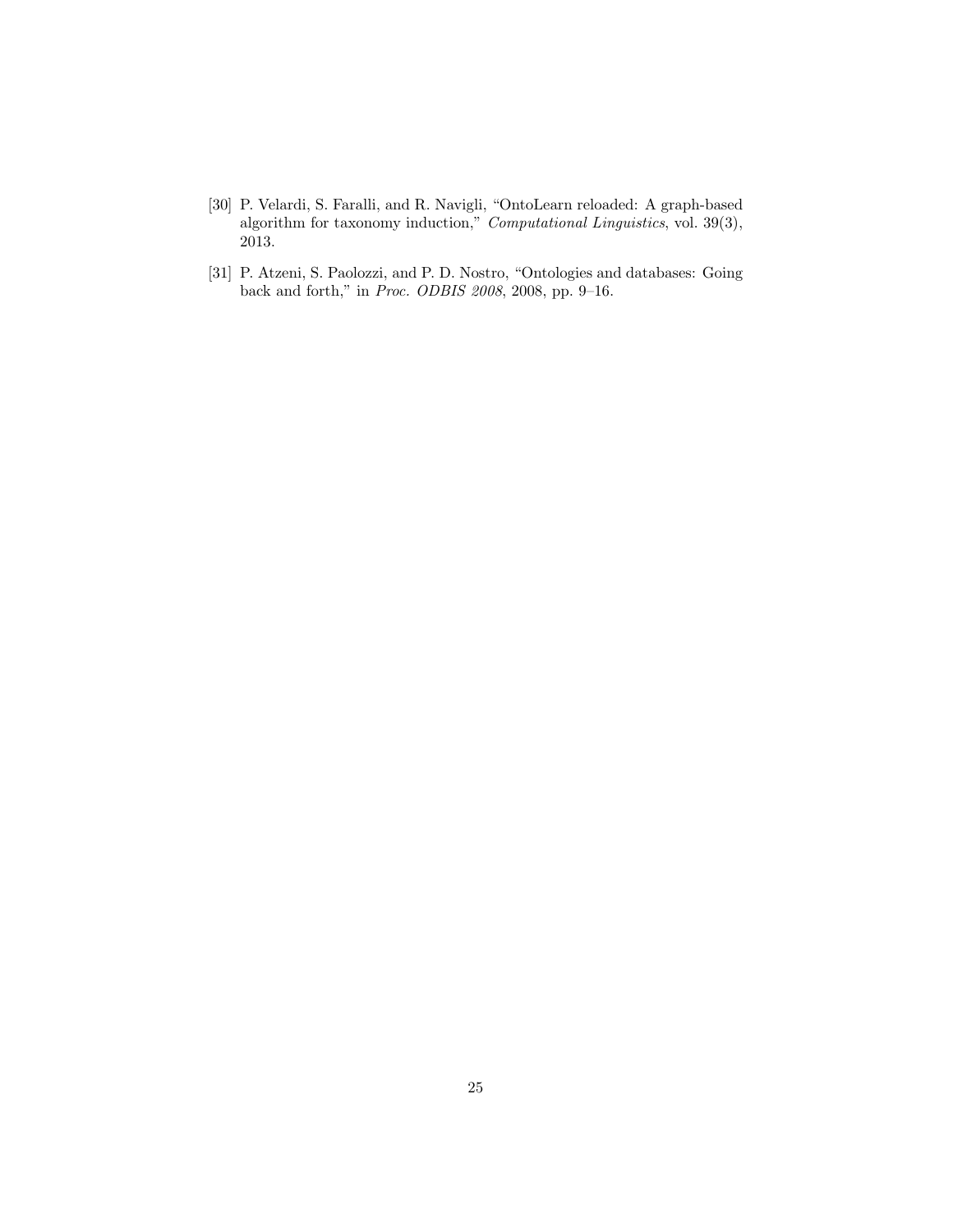[30] P. Velardi, S. Faralli, and R. Navigli, "OntoLearn reloaded: A graph-based algorithm for taxonomy induction," *Computational Linguistics*, vol. 39(3), 2013.

[31] P. Atzeni, S. Paolozzi, and P. D. Nostro, "Ontologies and databases: Going back and forth," in *Proc. ODBIS 2008*, 2008, pp. 9–16.